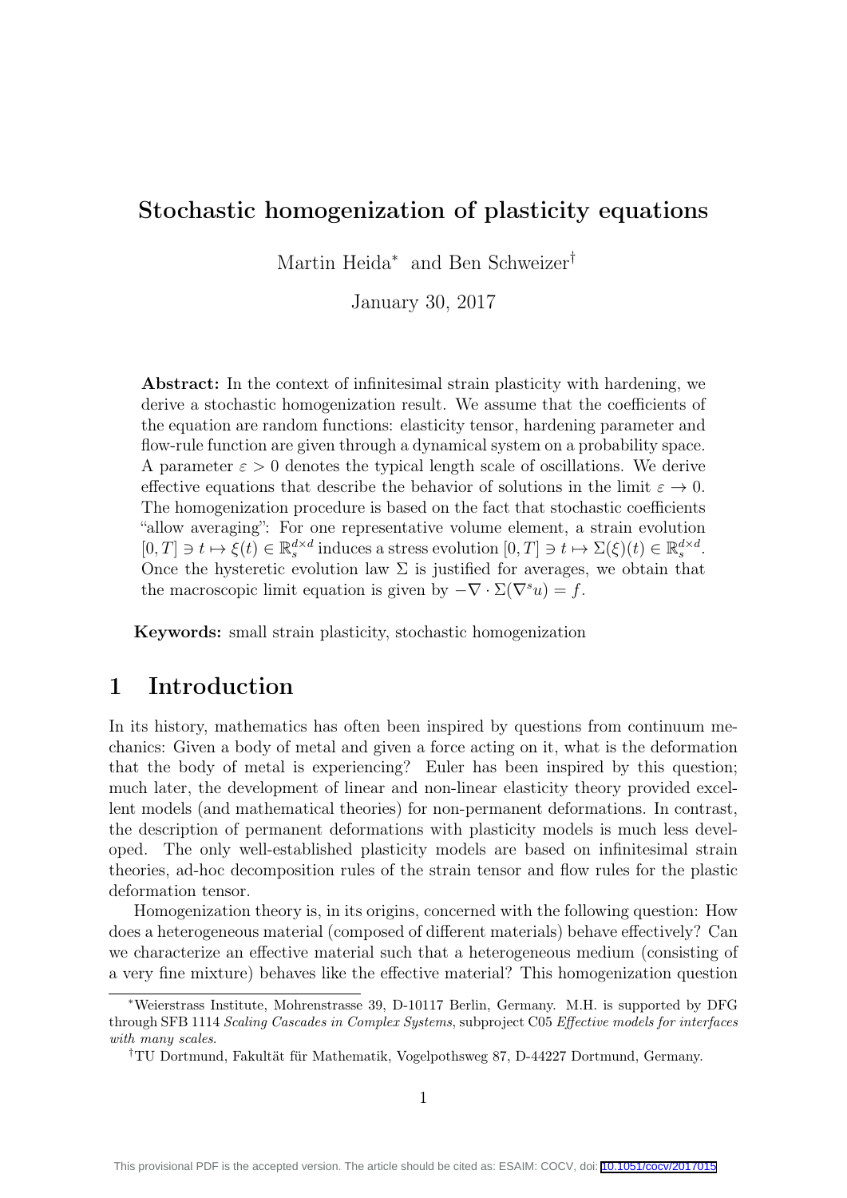# Stochastic homogenization of plasticity equations

Martin Heida[*] and Ben Schweizer[†]

January 30, 2017

**Abstract:** In the context of infinitesimal strain plasticity with hardening, we derive a stochastic homogenization result. We assume that the coefficients of the equation are random functions: elasticity tensor, hardening parameter and flow-rule function are given through a dynamical system on a probability space. A parameter $\varepsilon > 0$ denotes the typical length scale of oscillations. We derive effective equations that describe the behavior of solutions in the limit $\varepsilon \to 0$. The homogenization procedure is based on the fact that stochastic coefficients "allow averaging": For one representative volume element, a strain evolution $[0, T] \ni t \mapsto \xi(t) \in \mathbb{R}^{d\times d}_s$ induces a stress evolution $[0, T] \ni t \mapsto \Sigma(\xi)(t) \in \mathbb{R}^{d\times d}_s$. Once the hysteretic evolution law $\Sigma$ is justified for averages, we obtain that the macroscopic limit equation is given by $-\nabla \cdot \Sigma(\nabla^s u) = f$.

**Keywords:** small strain plasticity, stochastic homogenization

## 1 Introduction

In its history, mathematics has often been inspired by questions from continuum mechanics: Given a body of metal and given a force acting on it, what is the deformation that the body of metal is experiencing? Euler has been inspired by this question; much later, the development of linear and non-linear elasticity theory provided excellent models (and mathematical theories) for non-permanent deformations. In contrast, the description of permanent deformations with plasticity models is much less developed. The only well-established plasticity models are based on infinitesimal strain theories, ad-hoc decomposition rules of the strain tensor and flow rules for the plastic deformation tensor.

Homogenization theory is, in its origins, concerned with the following question: How does a heterogeneous material (composed of different materials) behave effectively? Can we characterize an effective material such that a heterogeneous medium (consisting of a very fine mixture) behaves like the effective material? This homogenization question

---

[*] Weierstrass Institute, Mohrenstrasse 39, D-10117 Berlin, Germany. M.H. is supported by DFG through SFB 1114 *Scaling Cascades in Complex Systems*, subproject C05 *Effective models for interfaces with many scales*.

[†] TU Dortmund, Fakultät für Mathematik, Vogelpothsweg 87, D-44227 Dortmund, Germany.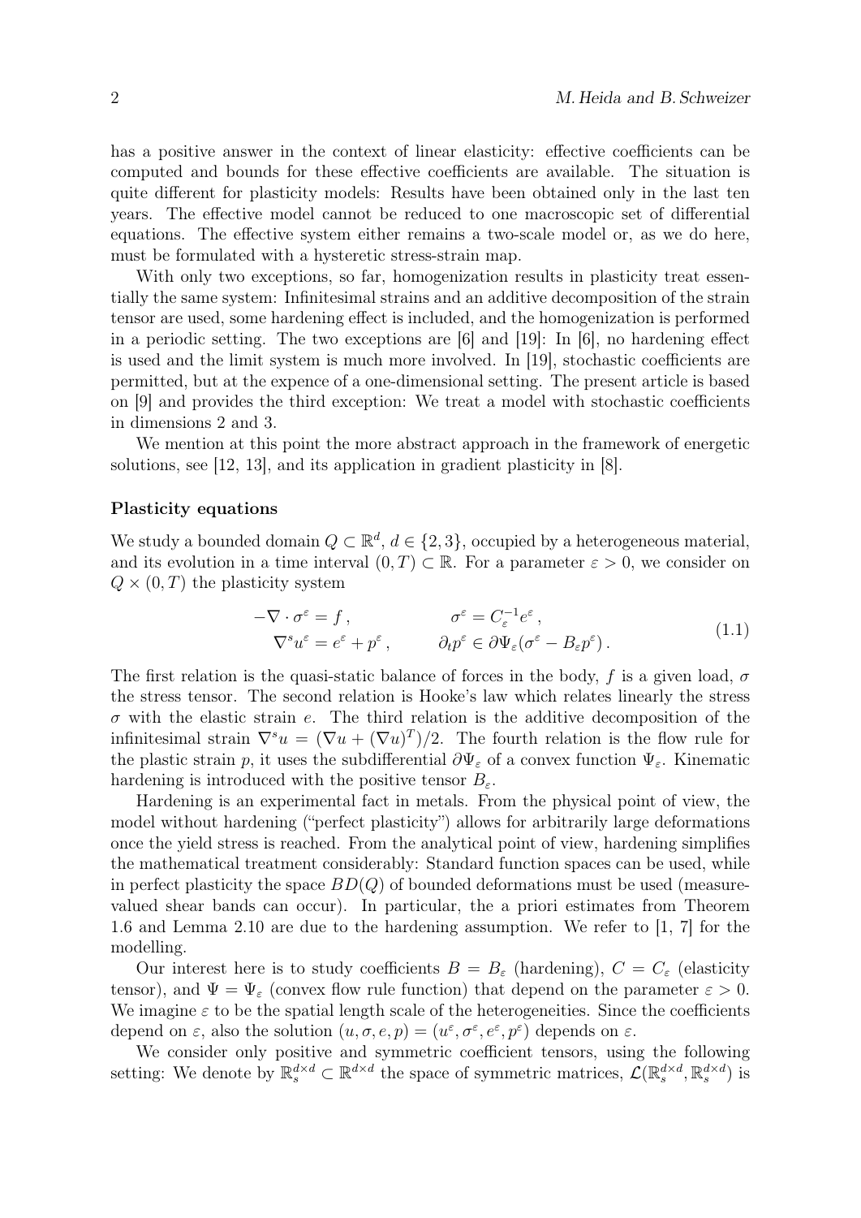has a positive answer in the context of linear elasticity: effective coefficients can be computed and bounds for these effective coefficients are available. The situation is quite different for plasticity models: Results have been obtained only in the last ten years. The effective model cannot be reduced to one macroscopic set of differential equations. The effective system either remains a two-scale model or, as we do here, must be formulated with a hysteretic stress-strain map.

With only two exceptions, so far, homogenization results in plasticity treat essentially the same system: Infinitesimal strains and an additive decomposition of the strain tensor are used, some hardening effect is included, and the homogenization is performed in a periodic setting. The two exceptions are [6] and [19]: In [6], no hardening effect is used and the limit system is much more involved. In [19], stochastic coefficients are permitted, but at the expence of a one-dimensional setting. The present article is based on [9] and provides the third exception: We treat a model with stochastic coefficients in dimensions 2 and 3.

We mention at this point the more abstract approach in the framework of energetic solutions, see [12, 13], and its application in gradient plasticity in [8].

### Plasticity equations

We study a bounded domain $Q \subset \mathbb{R}^d$, $d \in \{2, 3\}$, occupied by a heterogeneous material, and its evolution in a time interval $(0, T) \subset \mathbb{R}$. For a parameter $\varepsilon > 0$, we consider on $Q \times (0, T)$ the plasticity system

$$
\begin{aligned}
-\nabla \cdot \sigma^\varepsilon &= f\,, & \sigma^\varepsilon &= C_\varepsilon^{-1} e^\varepsilon\,,\\
\nabla^s u^\varepsilon &= e^\varepsilon + p^\varepsilon\,, & \partial_t p^\varepsilon &\in \partial\Psi_\varepsilon(\sigma^\varepsilon - B_\varepsilon p^\varepsilon)\,.
\end{aligned}
\tag{1.1}
$$

The first relation is the quasi-static balance of forces in the body, $f$ is a given load, $\sigma$ the stress tensor. The second relation is Hooke's law which relates linearly the stress $\sigma$ with the elastic strain $e$. The third relation is the additive decomposition of the infinitesimal strain $\nabla^s u = (\nabla u + (\nabla u)^T)/2$. The fourth relation is the flow rule for the plastic strain $p$, it uses the subdifferential $\partial\Psi_\varepsilon$ of a convex function $\Psi_\varepsilon$. Kinematic hardening is introduced with the positive tensor $B_\varepsilon$.

Hardening is an experimental fact in metals. From the physical point of view, the model without hardening ("perfect plasticity") allows for arbitrarily large deformations once the yield stress is reached. From the analytical point of view, hardening simplifies the mathematical treatment considerably: Standard function spaces can be used, while in perfect plasticity the space $BD(Q)$ of bounded deformations must be used (measure-valued shear bands can occur). In particular, the a priori estimates from Theorem 1.6 and Lemma 2.10 are due to the hardening assumption. We refer to [1, 7] for the modelling.

Our interest here is to study coefficients $B = B_\varepsilon$ (hardening), $C = C_\varepsilon$ (elasticity tensor), and $\Psi = \Psi_\varepsilon$ (convex flow rule function) that depend on the parameter $\varepsilon > 0$. We imagine $\varepsilon$ to be the spatial length scale of the heterogeneities. Since the coefficients depend on $\varepsilon$, also the solution $(u, \sigma, e, p) = (u^\varepsilon, \sigma^\varepsilon, e^\varepsilon, p^\varepsilon)$ depends on $\varepsilon$.

We consider only positive and symmetric coefficient tensors, using the following setting: We denote by $\mathbb{R}^{d\times d}_s \subset \mathbb{R}^{d\times d}$ the space of symmetric matrices, $\mathcal{L}(\mathbb{R}^{d\times d}_s, \mathbb{R}^{d\times d}_s)$ is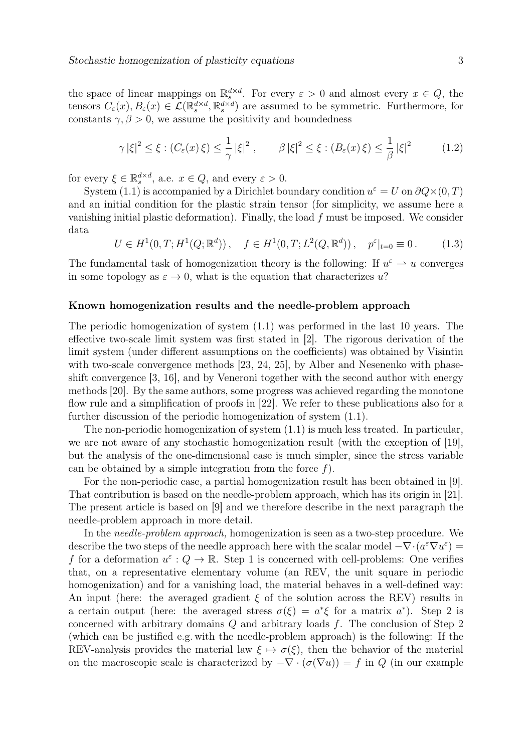the space of linear mappings on $\mathbb{R}^{d\times d}_s$. For every $\varepsilon > 0$ and almost every $x \in Q$, the tensors $C_\varepsilon(x), B_\varepsilon(x) \in \mathcal{L}(\mathbb{R}^{d\times d}_s, \mathbb{R}^{d\times d}_s)$ are assumed to be symmetric. Furthermore, for constants $\gamma, \beta > 0$, we assume the positivity and boundedness

$$\gamma\,|\xi|^2 \le \xi : (C_\varepsilon(x)\,\xi) \le \frac{1}{\gamma}\,|\xi|^2\,, \qquad \beta\,|\xi|^2 \le \xi : (B_\varepsilon(x)\,\xi) \le \frac{1}{\beta}\,|\xi|^2 \tag{1.2}$$

for every $\xi \in \mathbb{R}^{d\times d}_s$, a.e. $x \in Q$, and every $\varepsilon > 0$.

System (1.1) is accompanied by a Dirichlet boundary condition $u^\varepsilon = U$ on $\partial Q \times (0,T)$ and an initial condition for the plastic strain tensor (for simplicity, we assume here a vanishing initial plastic deformation). Finally, the load $f$ must be imposed. We consider data

$$U \in H^1(0,T; H^1(Q;\mathbb{R}^d))\,, \quad f \in H^1(0,T; L^2(Q,\mathbb{R}^d))\,, \quad p^\varepsilon|_{t=0} \equiv 0\,. \tag{1.3}$$

The fundamental task of homogenization theory is the following: If $u^\varepsilon \rightharpoonup u$ converges in some topology as $\varepsilon \to 0$, what is the equation that characterizes $u$?

**Known homogenization results and the needle-problem approach**

The periodic homogenization of system (1.1) was performed in the last 10 years. The effective two-scale limit system was first stated in [2]. The rigorous derivation of the limit system (under different assumptions on the coefficients) was obtained by Visintin with two-scale convergence methods [23, 24, 25], by Alber and Nesenenko with phase-shift convergence [3, 16], and by Veneroni together with the second author with energy methods [20]. By the same authors, some progress was achieved regarding the monotone flow rule and a simplification of proofs in [22]. We refer to these publications also for a further discussion of the periodic homogenization of system (1.1).

The non-periodic homogenization of system (1.1) is much less treated. In particular, we are not aware of any stochastic homogenization result (with the exception of [19], but the analysis of the one-dimensional case is much simpler, since the stress variable can be obtained by a simple integration from the force $f$).

For the non-periodic case, a partial homogenization result has been obtained in [9]. That contribution is based on the needle-problem approach, which has its origin in [21]. The present article is based on [9] and we therefore describe in the next paragraph the needle-problem approach in more detail.

In the *needle-problem approach,* homogenization is seen as a two-step procedure. We describe the two steps of the needle approach here with the scalar model $-\nabla\cdot(a^\varepsilon \nabla u^\varepsilon) = f$ for a deformation $u^\varepsilon : Q \to \mathbb{R}$. Step 1 is concerned with cell-problems: One verifies that, on a representative elementary volume (an REV, the unit square in periodic homogenization) and for a vanishing load, the material behaves in a well-defined way: An input (here: the averaged gradient $\xi$ of the solution across the REV) results in a certain output (here: the averaged stress $\sigma(\xi) = a^*\xi$ for a matrix $a^*$). Step 2 is concerned with arbitrary domains $Q$ and arbitrary loads $f$. The conclusion of Step 2 (which can be justified e.g. with the needle-problem approach) is the following: If the REV-analysis provides the material law $\xi \mapsto \sigma(\xi)$, then the behavior of the material on the macroscopic scale is characterized by $-\nabla \cdot (\sigma(\nabla u)) = f$ in $Q$ (in our example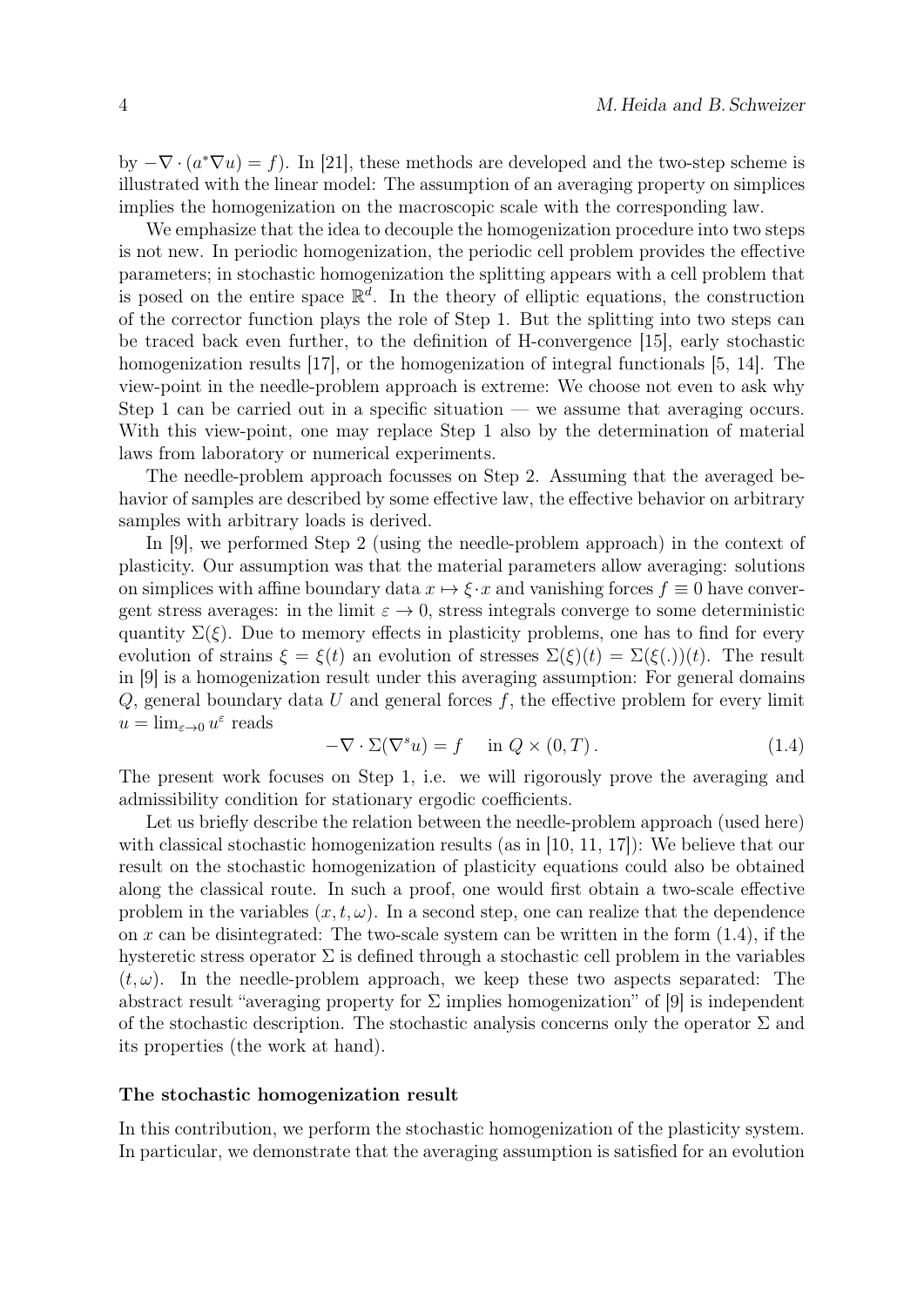by $-\nabla \cdot (a^* \nabla u) = f$). In [21], these methods are developed and the two-step scheme is illustrated with the linear model: The assumption of an averaging property on simplices implies the homogenization on the macroscopic scale with the corresponding law.

We emphasize that the idea to decouple the homogenization procedure into two steps is not new. In periodic homogenization, the periodic cell problem provides the effective parameters; in stochastic homogenization the splitting appears with a cell problem that is posed on the entire space $\mathbb{R}^d$. In the theory of elliptic equations, the construction of the corrector function plays the role of Step 1. But the splitting into two steps can be traced back even further, to the definition of H-convergence [15], early stochastic homogenization results [17], or the homogenization of integral functionals [5, 14]. The view-point in the needle-problem approach is extreme: We choose not even to ask why Step 1 can be carried out in a specific situation — we assume that averaging occurs. With this view-point, one may replace Step 1 also by the determination of material laws from laboratory or numerical experiments.

The needle-problem approach focusses on Step 2. Assuming that the averaged behavior of samples are described by some effective law, the effective behavior on arbitrary samples with arbitrary loads is derived.

In [9], we performed Step 2 (using the needle-problem approach) in the context of plasticity. Our assumption was that the material parameters allow averaging: solutions on simplices with affine boundary data $x \mapsto \xi \cdot x$ and vanishing forces $f \equiv 0$ have convergent stress averages: in the limit $\varepsilon \to 0$, stress integrals converge to some deterministic quantity $\Sigma(\xi)$. Due to memory effects in plasticity problems, one has to find for every evolution of strains $\xi = \xi(t)$ an evolution of stresses $\Sigma(\xi)(t) = \Sigma(\xi(.))(t)$. The result in [9] is a homogenization result under this averaging assumption: For general domains $Q$, general boundary data $U$ and general forces $f$, the effective problem for every limit $u = \lim_{\varepsilon \to 0} u^\varepsilon$ reads

$$-\nabla \cdot \Sigma(\nabla^s u) = f \quad \text{in } Q \times (0, T). \tag{1.4}$$

The present work focuses on Step 1, i.e. we will rigorously prove the averaging and admissibility condition for stationary ergodic coefficients.

Let us briefly describe the relation between the needle-problem approach (used here) with classical stochastic homogenization results (as in [10, 11, 17]): We believe that our result on the stochastic homogenization of plasticity equations could also be obtained along the classical route. In such a proof, one would first obtain a two-scale effective problem in the variables $(x, t, \omega)$. In a second step, one can realize that the dependence on $x$ can be disintegrated: The two-scale system can be written in the form (1.4), if the hysteretic stress operator $\Sigma$ is defined through a stochastic cell problem in the variables $(t, \omega)$. In the needle-problem approach, we keep these two aspects separated: The abstract result "averaging property for $\Sigma$ implies homogenization" of [9] is independent of the stochastic description. The stochastic analysis concerns only the operator $\Sigma$ and its properties (the work at hand).

**The stochastic homogenization result**

In this contribution, we perform the stochastic homogenization of the plasticity system. In particular, we demonstrate that the averaging assumption is satisfied for an evolution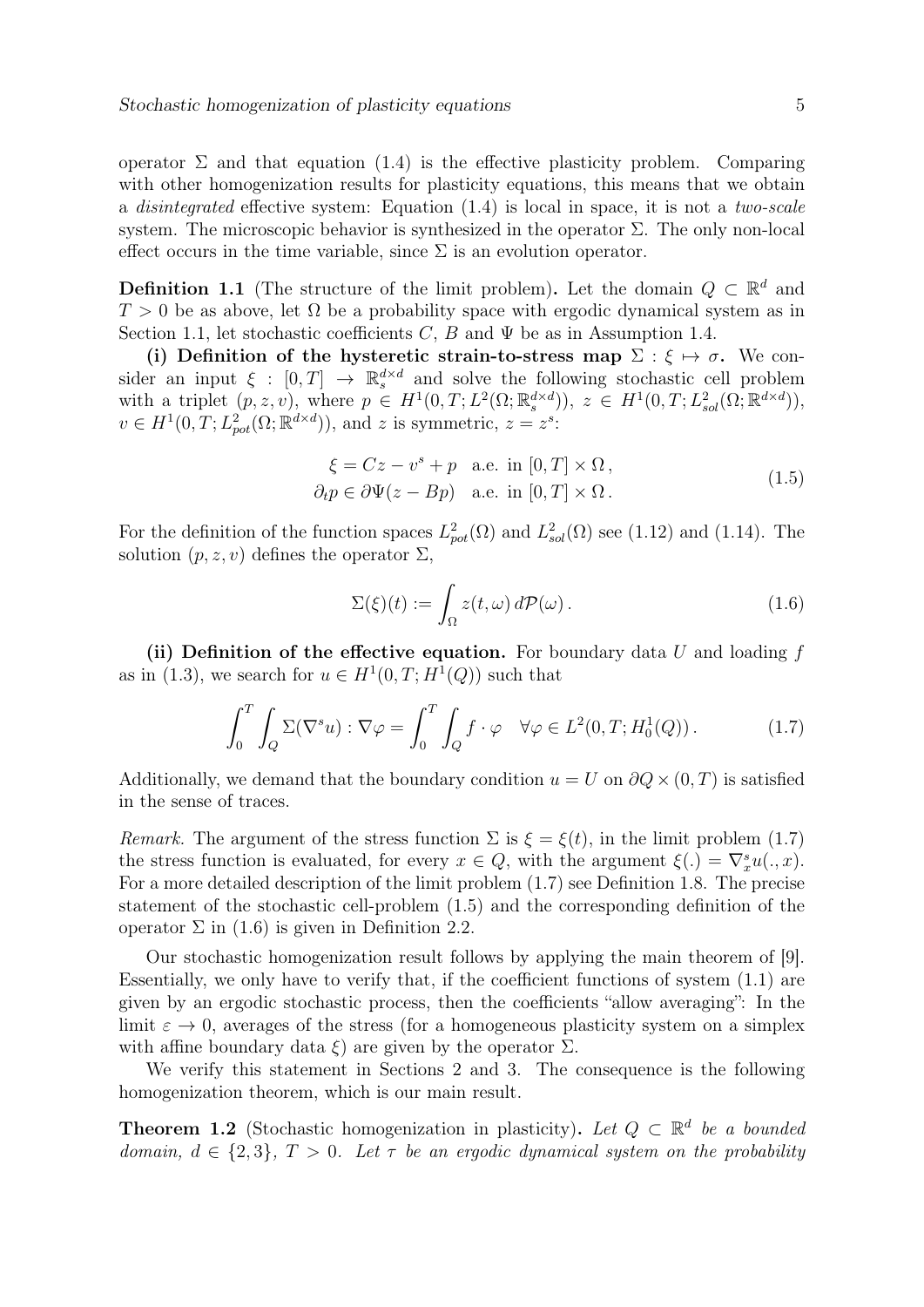operator $\Sigma$ and that equation (1.4) is the effective plasticity problem. Comparing with other homogenization results for plasticity equations, this means that we obtain a *disintegrated* effective system: Equation (1.4) is local in space, it is not a *two-scale* system. The microscopic behavior is synthesized in the operator $\Sigma$. The only non-local effect occurs in the time variable, since $\Sigma$ is an evolution operator.

**Definition 1.1** (The structure of the limit problem)**.** Let the domain $Q \subset \mathbb{R}^d$ and $T > 0$ be as above, let $\Omega$ be a probability space with ergodic dynamical system as in Section 1.1, let stochastic coefficients $C$, $B$ and $\Psi$ be as in Assumption 1.4.

**(i) Definition of the hysteretic strain-to-stress map $\Sigma : \xi \mapsto \sigma$.** We consider an input $\xi : [0,T] \to \mathbb{R}^{d\times d}_s$ and solve the following stochastic cell problem with a triplet $(p, z, v)$, where $p \in H^1(0,T; L^2(\Omega; \mathbb{R}^{d\times d}_s))$, $z \in H^1(0,T; L^2_{sol}(\Omega; \mathbb{R}^{d\times d}))$, $v \in H^1(0,T; L^2_{pot}(\Omega; \mathbb{R}^{d\times d}))$, and $z$ is symmetric, $z = z^s$:

$$
\begin{aligned}
\xi &= Cz - v^s + p \quad \text{a.e. in } [0,T] \times \Omega\,, \\
\partial_t p &\in \partial\Psi(z - Bp) \quad \text{a.e. in } [0,T] \times \Omega\,.
\end{aligned}
\tag{1.5}
$$

For the definition of the function spaces $L^2_{pot}(\Omega)$ and $L^2_{sol}(\Omega)$ see (1.12) and (1.14). The solution $(p, z, v)$ defines the operator $\Sigma$,

$$
\Sigma(\xi)(t) := \int_\Omega z(t,\omega)\, d\mathcal{P}(\omega)\,. \tag{1.6}
$$

**(ii) Definition of the effective equation.** For boundary data $U$ and loading $f$ as in (1.3), we search for $u \in H^1(0,T; H^1(Q))$ such that

$$
\int_0^T \int_Q \Sigma(\nabla^s u) : \nabla\varphi = \int_0^T \int_Q f \cdot \varphi \quad \forall \varphi \in L^2(0,T; H^1_0(Q))\,. \tag{1.7}
$$

Additionally, we demand that the boundary condition $u = U$ on $\partial Q \times (0,T)$ is satisfied in the sense of traces.

*Remark.* The argument of the stress function $\Sigma$ is $\xi = \xi(t)$, in the limit problem (1.7) the stress function is evaluated, for every $x \in Q$, with the argument $\xi(.) = \nabla^s_x u(., x)$. For a more detailed description of the limit problem (1.7) see Definition 1.8. The precise statement of the stochastic cell-problem (1.5) and the corresponding definition of the operator $\Sigma$ in (1.6) is given in Definition 2.2.

Our stochastic homogenization result follows by applying the main theorem of [9]. Essentially, we only have to verify that, if the coefficient functions of system (1.1) are given by an ergodic stochastic process, then the coefficients "allow averaging": In the limit $\varepsilon \to 0$, averages of the stress (for a homogeneous plasticity system on a simplex with affine boundary data $\xi$) are given by the operator $\Sigma$.

We verify this statement in Sections 2 and 3. The consequence is the following homogenization theorem, which is our main result.

**Theorem 1.2** (Stochastic homogenization in plasticity)**.** *Let $Q \subset \mathbb{R}^d$ be a bounded domain, $d \in \{2, 3\}$, $T > 0$. Let $\tau$ be an ergodic dynamical system on the probability*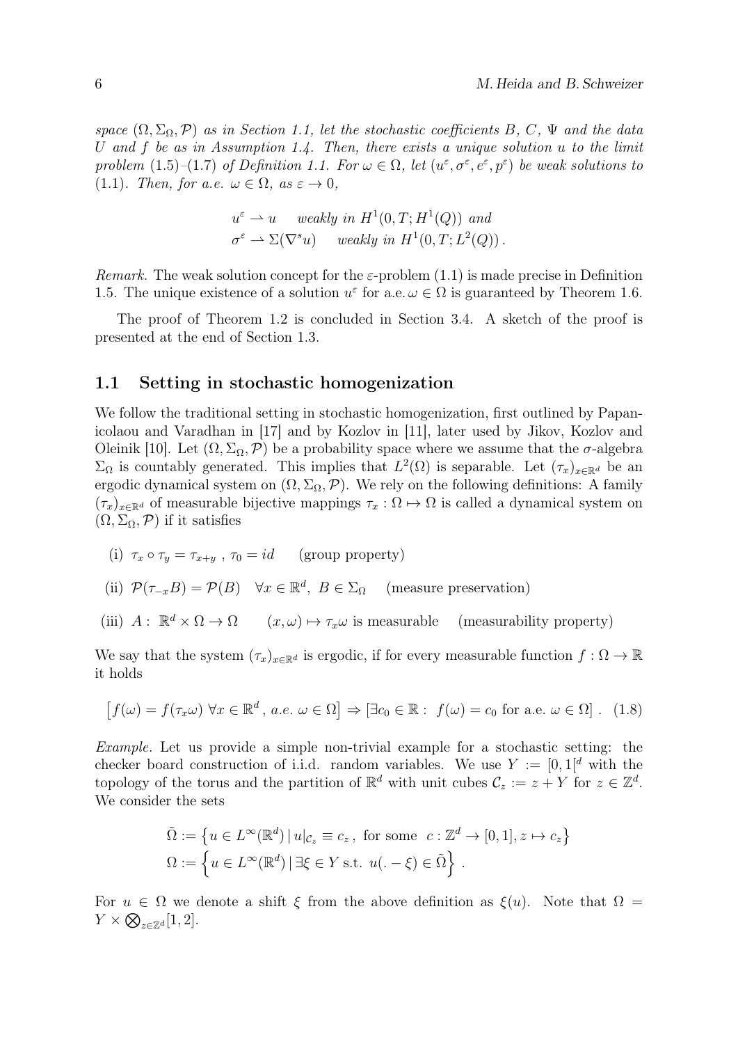*space $(\Omega, \Sigma_\Omega, \mathcal{P})$ as in Section 1.1, let the stochastic coefficients $B$, $C$, $\Psi$ and the data $U$ and $f$ be as in Assumption 1.4. Then, there exists a unique solution $u$ to the limit problem (1.5)–(1.7) of Definition 1.1. For $\omega \in \Omega$, let $(u^\varepsilon, \sigma^\varepsilon, e^\varepsilon, p^\varepsilon)$ be weak solutions to (1.1). Then, for a.e. $\omega \in \Omega$, as $\varepsilon \to 0$,*

$$
\begin{aligned}
&u^\varepsilon \rightharpoonup u \quad \text{weakly in } H^1(0,T;H^1(Q)) \text{ and} \\
&\sigma^\varepsilon \rightharpoonup \Sigma(\nabla^s u) \quad \text{weakly in } H^1(0,T;L^2(Q)) .
\end{aligned}
$$

*Remark.* The weak solution concept for the $\varepsilon$-problem (1.1) is made precise in Definition 1.5. The unique existence of a solution $u^\varepsilon$ for a.e. $\omega \in \Omega$ is guaranteed by Theorem 1.6.

The proof of Theorem 1.2 is concluded in Section 3.4. A sketch of the proof is presented at the end of Section 1.3.

## 1.1 Setting in stochastic homogenization

We follow the traditional setting in stochastic homogenization, first outlined by Papanicolaou and Varadhan in [17] and by Kozlov in [11], later used by Jikov, Kozlov and Oleinik [10]. Let $(\Omega, \Sigma_\Omega, \mathcal{P})$ be a probability space where we assume that the $\sigma$-algebra $\Sigma_\Omega$ is countably generated. This implies that $L^2(\Omega)$ is separable. Let $(\tau_x)_{x\in\mathbb{R}^d}$ be an ergodic dynamical system on $(\Omega, \Sigma_\Omega, \mathcal{P})$. We rely on the following definitions: A family $(\tau_x)_{x\in\mathbb{R}^d}$ of measurable bijective mappings $\tau_x : \Omega \mapsto \Omega$ is called a dynamical system on $(\Omega, \Sigma_\Omega, \mathcal{P})$ if it satisfies

(i) $\tau_x \circ \tau_y = \tau_{x+y}$ , $\tau_0 = id$ (group property)

(ii) $\mathcal{P}(\tau_{-x}B) = \mathcal{P}(B) \quad \forall x \in \mathbb{R}^d,\ B \in \Sigma_\Omega$ (measure preservation)

(iii) $A :\ \mathbb{R}^d \times \Omega \to \Omega \qquad (x, \omega) \mapsto \tau_x\omega$ is measurable (measurability property)

We say that the system $(\tau_x)_{x\in\mathbb{R}^d}$ is ergodic, if for every measurable function $f : \Omega \to \mathbb{R}$ it holds

$$
\left[f(\omega) = f(\tau_x\omega)\ \forall x \in \mathbb{R}^d,\ a.e.\ \omega \in \Omega\right] \Rightarrow \left[\exists c_0 \in \mathbb{R} :\ f(\omega) = c_0 \text{ for a.e. } \omega \in \Omega\right] . \quad (1.8)
$$

*Example.* Let us provide a simple non-trivial example for a stochastic setting: the checker board construction of i.i.d. random variables. We use $Y := [0,1[^d$ with the topology of the torus and the partition of $\mathbb{R}^d$ with unit cubes $\mathcal{C}_z := z + Y$ for $z \in \mathbb{Z}^d$. We consider the sets

$$
\begin{aligned}
\tilde{\Omega} &:= \left\{ u \in L^\infty(\mathbb{R}^d) \,|\, u|_{\mathcal{C}_z} \equiv c_z\, ,\ \text{for some}\ \ c : \mathbb{Z}^d \to [0,1], z \mapsto c_z \right\} \\
\Omega &:= \left\{ u \in L^\infty(\mathbb{R}^d) \,|\, \exists \xi \in Y \text{ s.t. } u(. - \xi) \in \tilde{\Omega} \right\} .
\end{aligned}
$$

For $u \in \Omega$ we denote a shift $\xi$ from the above definition as $\xi(u)$. Note that $\Omega = Y \times \bigotimes_{z\in\mathbb{Z}^d}[1,2]$.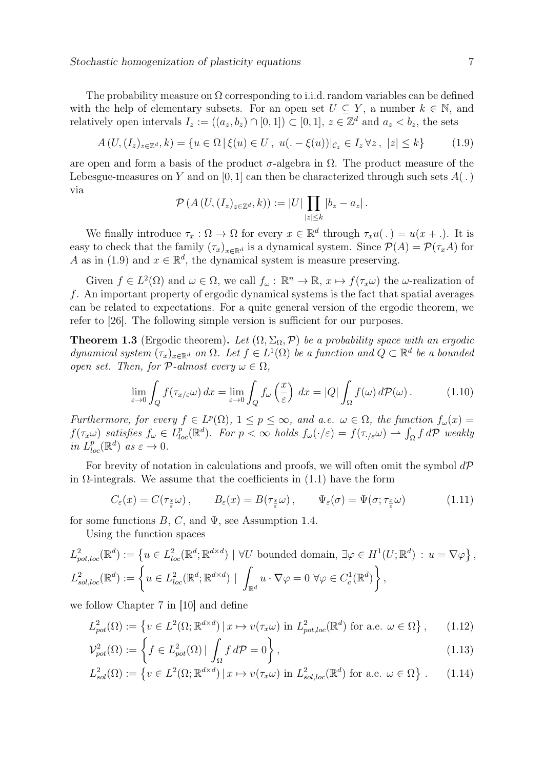The probability measure on $\Omega$ corresponding to i.i.d. random variables can be defined with the help of elementary subsets. For an open set $U \subseteq Y$, a number $k \in \mathbb{N}$, and relatively open intervals $I_z := ((a_z, b_z) \cap [0,1]) \subset [0,1]$, $z \in \mathbb{Z}^d$ and $a_z < b_z$, the sets

$$A\left(U, (I_z)_{z\in\mathbb{Z}^d}, k\right) = \left\{u \in \Omega \,|\, \xi(u) \in U\,,\ u(.-\xi(u))|_{\mathcal{C}_z} \in I_z \,\forall z\,,\ |z| \leq k\right\} \tag{1.9}$$

are open and form a basis of the product $\sigma$-algebra in $\Omega$. The product measure of the Lebesgue-measures on $Y$ and on $[0,1]$ can then be characterized through such sets $A(\,.\,)$ via

$$\mathcal{P}\left(A\left(U, (I_z)_{z\in\mathbb{Z}^d}, k\right)\right) := |U| \prod_{|z|\leq k} |b_z - a_z|\,.$$

We finally introduce $\tau_x : \Omega \to \Omega$ for every $x \in \mathbb{R}^d$ through $\tau_x u(\,.\,) = u(x+.)$. It is easy to check that the family $(\tau_x)_{x\in\mathbb{R}^d}$ is a dynamical system. Since $\mathcal{P}(A) = \mathcal{P}(\tau_x A)$ for $A$ as in (1.9) and $x \in \mathbb{R}^d$, the dynamical system is measure preserving.

Given $f \in L^2(\Omega)$ and $\omega \in \Omega$, we call $f_\omega : \mathbb{R}^n \to \mathbb{R}$, $x \mapsto f(\tau_x\omega)$ the $\omega$-realization of $f$. An important property of ergodic dynamical systems is the fact that spatial averages can be related to expectations. For a quite general version of the ergodic theorem, we refer to [26]. The following simple version is sufficient for our purposes.

**Theorem 1.3** (Ergodic theorem)**.** *Let $(\Omega, \Sigma_\Omega, \mathcal{P})$ be a probability space with an ergodic dynamical system $(\tau_x)_{x\in\mathbb{R}^d}$ on $\Omega$. Let $f \in L^1(\Omega)$ be a function and $Q \subset \mathbb{R}^d$ be a bounded open set. Then, for $\mathcal{P}$-almost every $\omega \in \Omega$,*

$$\lim_{\varepsilon\to 0} \int_Q f(\tau_{x/\varepsilon}\omega)\, dx = \lim_{\varepsilon\to 0} \int_Q f_\omega\left(\frac{x}{\varepsilon}\right)\, dx = |Q| \int_\Omega f(\omega)\, d\mathcal{P}(\omega)\,. \tag{1.10}$$

*Furthermore, for every $f \in L^p(\Omega)$, $1 \leq p \leq \infty$, and a.e. $\omega \in \Omega$, the function $f_\omega(x) = f(\tau_x\omega)$ satisfies $f_\omega \in L^p_{loc}(\mathbb{R}^d)$. For $p < \infty$ holds $f_\omega(\cdot/\varepsilon) = f(\tau_{\cdot/\varepsilon}\omega) \rightharpoonup \int_\Omega f\, d\mathcal{P}$ weakly in $L^p_{loc}(\mathbb{R}^d)$ as $\varepsilon \to 0$.*

For brevity of notation in calculations and proofs, we will often omit the symbol $d\mathcal{P}$ in $\Omega$-integrals. We assume that the coefficients in (1.1) have the form

$$C_\varepsilon(x) = C(\tau_{\frac{x}{\varepsilon}}\omega)\,, \qquad B_\varepsilon(x) = B(\tau_{\frac{x}{\varepsilon}}\omega)\,, \qquad \Psi_\varepsilon(\sigma) = \Psi(\sigma; \tau_{\frac{x}{\varepsilon}}\omega) \tag{1.11}$$

for some functions $B$, $C$, and $\Psi$, see Assumption 1.4.

Using the function spaces

$$L^2_{pot,loc}(\mathbb{R}^d) := \left\{u \in L^2_{loc}(\mathbb{R}^d; \mathbb{R}^{d\times d}) \mid \forall U \text{ bounded domain, } \exists \varphi \in H^1(U;\mathbb{R}^d) \,:\, u = \nabla\varphi\right\},$$
$$L^2_{sol,loc}(\mathbb{R}^d) := \left\{u \in L^2_{loc}(\mathbb{R}^d; \mathbb{R}^{d\times d}) \mid \int_{\mathbb{R}^d} u \cdot \nabla\varphi = 0 \ \forall\varphi \in C^1_c(\mathbb{R}^d)\right\},$$

we follow Chapter 7 in [10] and define

$$L^2_{pot}(\Omega) := \left\{v \in L^2(\Omega; \mathbb{R}^{d\times d}) \,|\, x \mapsto v(\tau_x\omega) \text{ in } L^2_{pot,loc}(\mathbb{R}^d) \text{ for a.e. } \omega \in \Omega\right\}, \tag{1.12}$$

$$\mathcal{V}^2_{pot}(\Omega) := \left\{f \in L^2_{pot}(\Omega) \,|\, \int_\Omega f\, d\mathcal{P} = 0\right\}, \tag{1.13}$$

$$L^2_{sol}(\Omega) := \left\{v \in L^2(\Omega; \mathbb{R}^{d\times d}) \,|\, x \mapsto v(\tau_x\omega) \text{ in } L^2_{sol,loc}(\mathbb{R}^d) \text{ for a.e. } \omega \in \Omega\right\}. \tag{1.14}$$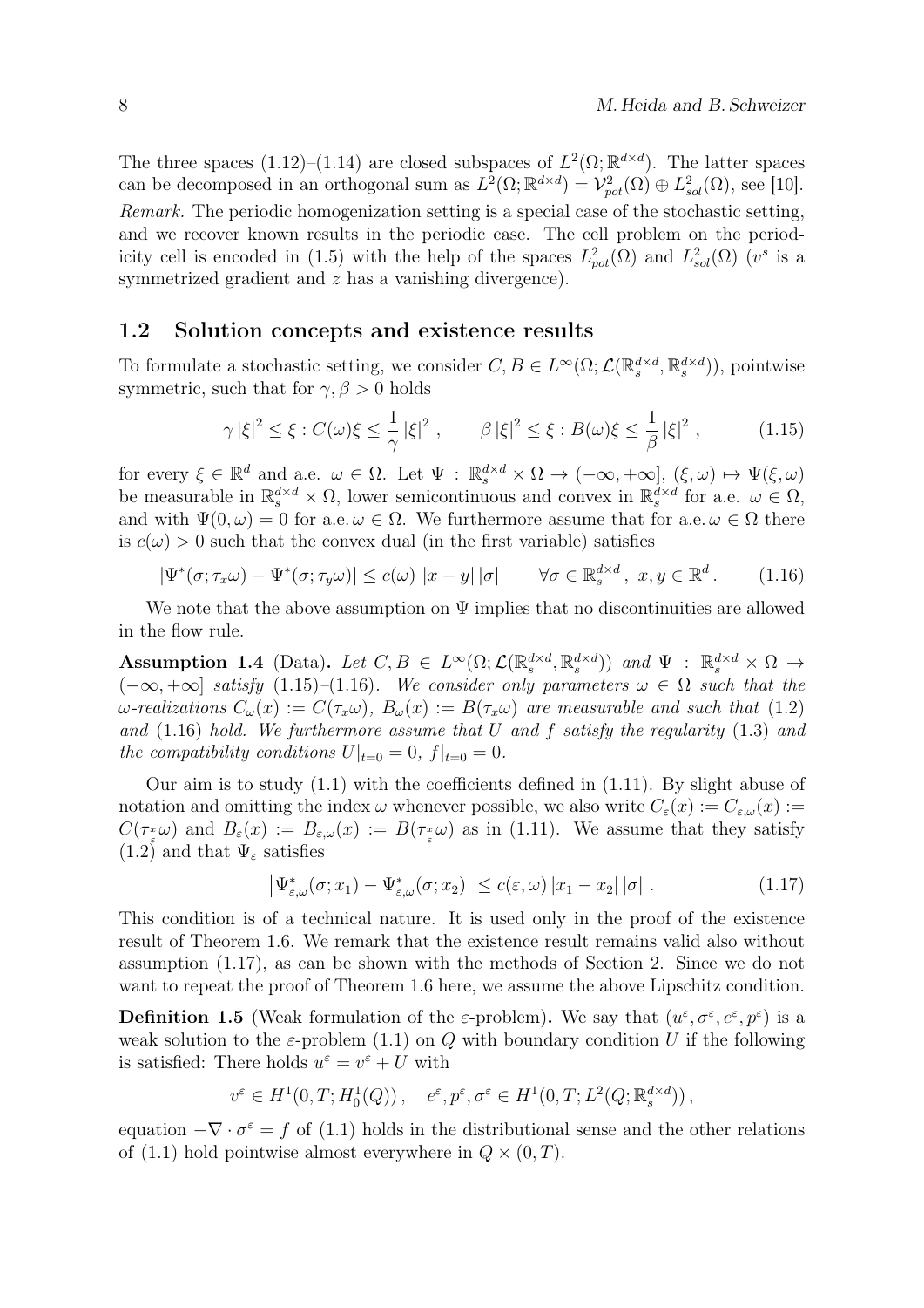The three spaces (1.12)–(1.14) are closed subspaces of $L^2(\Omega;\mathbb{R}^{d\times d})$. The latter spaces can be decomposed in an orthogonal sum as $L^2(\Omega;\mathbb{R}^{d\times d}) = \mathcal{V}^2_{pot}(\Omega)\oplus L^2_{sol}(\Omega)$, see [10].

*Remark.* The periodic homogenization setting is a special case of the stochastic setting, and we recover known results in the periodic case. The cell problem on the periodicity cell is encoded in (1.5) with the help of the spaces $L^2_{pot}(\Omega)$ and $L^2_{sol}(\Omega)$ ($v^s$ is a symmetrized gradient and $z$ has a vanishing divergence).

## 1.2 Solution concepts and existence results

To formulate a stochastic setting, we consider $C, B \in L^\infty(\Omega;\mathcal{L}(\mathbb{R}^{d\times d}_s,\mathbb{R}^{d\times d}_s))$, pointwise symmetric, such that for $\gamma,\beta>0$ holds

$$\gamma\,|\xi|^2 \le \xi : C(\omega)\xi \le \frac{1}{\gamma}\,|\xi|^2\,, \qquad \beta\,|\xi|^2 \le \xi : B(\omega)\xi \le \frac{1}{\beta}\,|\xi|^2\,, \tag{1.15}$$

for every $\xi\in\mathbb{R}^d$ and a.e. $\omega\in\Omega$. Let $\Psi:\mathbb{R}^{d\times d}_s\times\Omega\to(-\infty,+\infty]$, $(\xi,\omega)\mapsto\Psi(\xi,\omega)$ be measurable in $\mathbb{R}^{d\times d}_s\times\Omega$, lower semicontinuous and convex in $\mathbb{R}^{d\times d}_s$ for a.e. $\omega\in\Omega$, and with $\Psi(0,\omega)=0$ for a.e. $\omega\in\Omega$. We furthermore assume that for a.e. $\omega\in\Omega$ there is $c(\omega)>0$ such that the convex dual (in the first variable) satisfies

$$|\Psi^*(\sigma;\tau_x\omega)-\Psi^*(\sigma;\tau_y\omega)| \le c(\omega)\,|x-y|\,|\sigma| \qquad \forall\sigma\in\mathbb{R}^{d\times d}_s,\ x,y\in\mathbb{R}^d\,. \tag{1.16}$$

We note that the above assumption on $\Psi$ implies that no discontinuities are allowed in the flow rule.

**Assumption 1.4** (Data)**.** *Let $C,B\in L^\infty(\Omega;\mathcal{L}(\mathbb{R}^{d\times d}_s,\mathbb{R}^{d\times d}_s))$ and $\Psi:\mathbb{R}^{d\times d}_s\times\Omega\to(-\infty,+\infty]$ satisfy (1.15)–(1.16). We consider only parameters $\omega\in\Omega$ such that the $\omega$-realizations $C_\omega(x):=C(\tau_x\omega)$, $B_\omega(x):=B(\tau_x\omega)$ are measurable and such that (1.2) and (1.16) hold. We furthermore assume that $U$ and $f$ satisfy the regularity (1.3) and the compatibility conditions $U|_{t=0}=0$, $f|_{t=0}=0$.*

Our aim is to study (1.1) with the coefficients defined in (1.11). By slight abuse of notation and omitting the index $\omega$ whenever possible, we also write $C_\varepsilon(x):=C_{\varepsilon,\omega}(x):=C(\tau_{\frac{x}{\varepsilon}}\omega)$ and $B_\varepsilon(x):=B_{\varepsilon,\omega}(x):=B(\tau_{\frac{x}{\varepsilon}}\omega)$ as in (1.11). We assume that they satisfy (1.2) and that $\Psi_\varepsilon$ satisfies

$$\left|\Psi^*_{\varepsilon,\omega}(\sigma;x_1)-\Psi^*_{\varepsilon,\omega}(\sigma;x_2)\right| \le c(\varepsilon,\omega)\,|x_1-x_2|\,|\sigma|\,. \tag{1.17}$$

This condition is of a technical nature. It is used only in the proof of the existence result of Theorem 1.6. We remark that the existence result remains valid also without assumption (1.17), as can be shown with the methods of Section 2. Since we do not want to repeat the proof of Theorem 1.6 here, we assume the above Lipschitz condition.

**Definition 1.5** (Weak formulation of the $\varepsilon$-problem)**.** We say that $(u^\varepsilon,\sigma^\varepsilon,e^\varepsilon,p^\varepsilon)$ is a weak solution to the $\varepsilon$-problem (1.1) on $Q$ with boundary condition $U$ if the following is satisfied: There holds $u^\varepsilon=v^\varepsilon+U$ with

$$v^\varepsilon\in H^1(0,T;H^1_0(Q))\,,\quad e^\varepsilon,p^\varepsilon,\sigma^\varepsilon\in H^1(0,T;L^2(Q;\mathbb{R}^{d\times d}_s))\,,$$

equation $-\nabla\cdot\sigma^\varepsilon=f$ of (1.1) holds in the distributional sense and the other relations of (1.1) hold pointwise almost everywhere in $Q\times(0,T)$.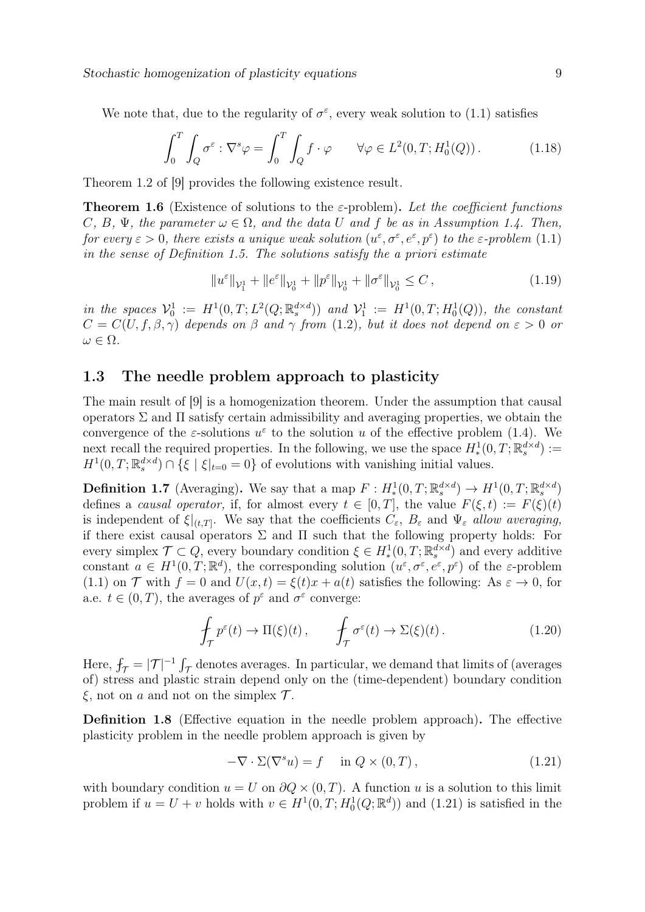We note that, due to the regularity of $\sigma^\varepsilon$, every weak solution to (1.1) satisfies

$$\int_0^T \int_Q \sigma^\varepsilon : \nabla^s \varphi = \int_0^T \int_Q f \cdot \varphi \qquad \forall \varphi \in L^2(0,T; H_0^1(Q))\,. \tag{1.18}$$

Theorem 1.2 of [9] provides the following existence result.

**Theorem 1.6** (Existence of solutions to the $\varepsilon$-problem)**.** *Let the coefficient functions $C$, $B$, $\Psi$, the parameter $\omega \in \Omega$, and the data $U$ and $f$ be as in Assumption 1.4. Then, for every $\varepsilon > 0$, there exists a unique weak solution $(u^\varepsilon, \sigma^\varepsilon, e^\varepsilon, p^\varepsilon)$ to the $\varepsilon$-problem (1.1) in the sense of Definition 1.5. The solutions satisfy the a priori estimate*

$$\|u^\varepsilon\|_{\mathcal{V}_1^1} + \|e^\varepsilon\|_{\mathcal{V}_0^1} + \|p^\varepsilon\|_{\mathcal{V}_0^1} + \|\sigma^\varepsilon\|_{\mathcal{V}_0^1} \le C\,, \tag{1.19}$$

*in the spaces $\mathcal{V}_0^1 := H^1(0,T; L^2(Q;\mathbb{R}^{d\times d}_s))$ and $\mathcal{V}_1^1 := H^1(0,T; H_0^1(Q))$, the constant $C = C(U, f, \beta, \gamma)$ depends on $\beta$ and $\gamma$ from (1.2), but it does not depend on $\varepsilon > 0$ or $\omega \in \Omega$.*

## 1.3 The needle problem approach to plasticity

The main result of [9] is a homogenization theorem. Under the assumption that causal operators $\Sigma$ and $\Pi$ satisfy certain admissibility and averaging properties, we obtain the convergence of the $\varepsilon$-solutions $u^\varepsilon$ to the solution $u$ of the effective problem (1.4). We next recall the required properties. In the following, we use the space $H^1_*(0,T;\mathbb{R}^{d\times d}_s) := H^1(0,T;\mathbb{R}^{d\times d}_s) \cap \{\xi \mid \xi|_{t=0} = 0\}$ of evolutions with vanishing initial values.

**Definition 1.7** (Averaging)**.** We say that a map $F : H^1_*(0,T;\mathbb{R}^{d\times d}_s) \to H^1(0,T;\mathbb{R}^{d\times d}_s)$ defines a *causal operator,* if, for almost every $t \in [0,T]$, the value $F(\xi,t) := F(\xi)(t)$ is independent of $\xi|_{(t,T]}$. We say that the coefficients $C_\varepsilon$, $B_\varepsilon$ and $\Psi_\varepsilon$ *allow averaging,* if there exist causal operators $\Sigma$ and $\Pi$ such that the following property holds: For every simplex $\mathcal{T} \subset Q$, every boundary condition $\xi \in H^1_*(0,T;\mathbb{R}^{d\times d}_s)$ and every additive constant $a \in H^1(0,T;\mathbb{R}^d)$, the corresponding solution $(u^\varepsilon, \sigma^\varepsilon, e^\varepsilon, p^\varepsilon)$ of the $\varepsilon$-problem (1.1) on $\mathcal{T}$ with $f = 0$ and $U(x,t) = \xi(t)x + a(t)$ satisfies the following: As $\varepsilon \to 0$, for a.e. $t \in (0,T)$, the averages of $p^\varepsilon$ and $\sigma^\varepsilon$ converge:

$$\fint_{\mathcal{T}} p^\varepsilon(t) \to \Pi(\xi)(t)\,, \qquad \fint_{\mathcal{T}} \sigma^\varepsilon(t) \to \Sigma(\xi)(t)\,. \tag{1.20}$$

Here, $\fint_{\mathcal{T}} = |\mathcal{T}|^{-1}\int_{\mathcal{T}}$ denotes averages. In particular, we demand that limits of (averages of) stress and plastic strain depend only on the (time-dependent) boundary condition $\xi$, not on $a$ and not on the simplex $\mathcal{T}$.

**Definition 1.8** (Effective equation in the needle problem approach)**.** The effective plasticity problem in the needle problem approach is given by

$$-\nabla \cdot \Sigma(\nabla^s u) = f \quad \text{ in } Q \times (0,T)\,, \tag{1.21}$$

with boundary condition $u = U$ on $\partial Q \times (0,T)$. A function $u$ is a solution to this limit problem if $u = U + v$ holds with $v \in H^1(0,T; H_0^1(Q;\mathbb{R}^d))$ and (1.21) is satisfied in the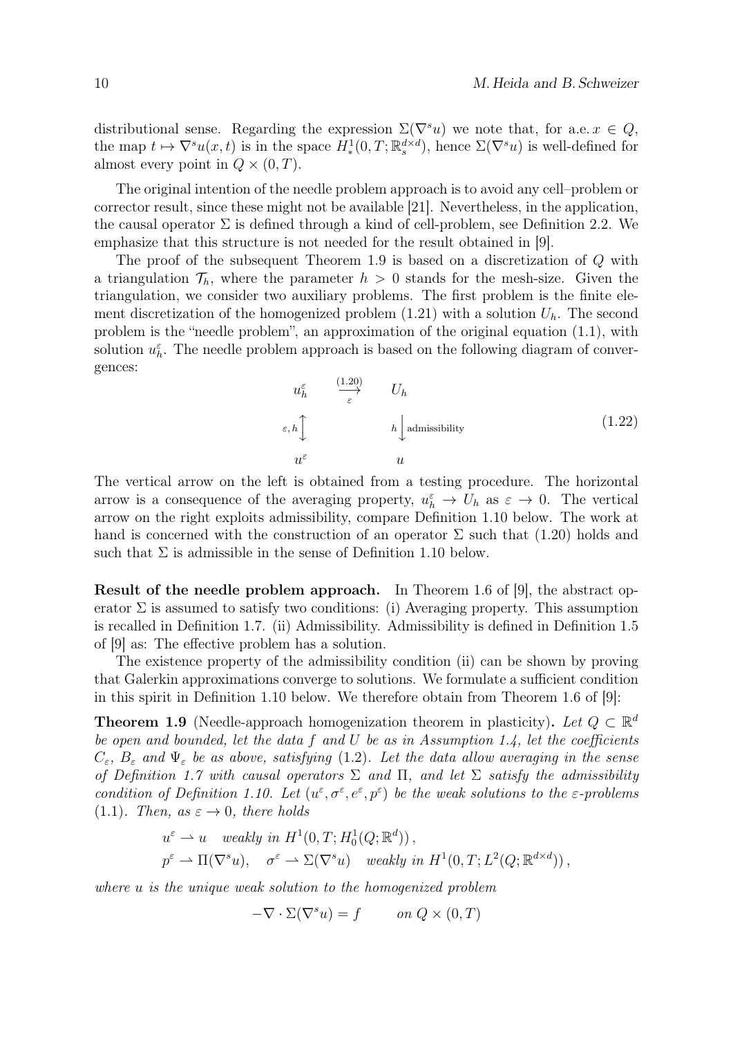distributional sense. Regarding the expression $\Sigma(\nabla^s u)$ we note that, for a.e. $x \in Q$, the map $t \mapsto \nabla^s u(x,t)$ is in the space $H^1_*(0,T;\mathbb{R}^{d\times d}_s)$, hence $\Sigma(\nabla^s u)$ is well-defined for almost every point in $Q \times (0,T)$.

The original intention of the needle problem approach is to avoid any cell–problem or corrector result, since these might not be available [21]. Nevertheless, in the application, the causal operator $\Sigma$ is defined through a kind of cell-problem, see Definition 2.2. We emphasize that this structure is not needed for the result obtained in [9].

The proof of the subsequent Theorem 1.9 is based on a discretization of $Q$ with a triangulation $\mathcal{T}_h$, where the parameter $h > 0$ stands for the mesh-size. Given the triangulation, we consider two auxiliary problems. The first problem is the finite element discretization of the homogenized problem (1.21) with a solution $U_h$. The second problem is the "needle problem", an approximation of the original equation (1.1), with solution $u^\varepsilon_h$. The needle problem approach is based on the following diagram of convergences:

$$
\begin{array}{ccc}
u^\varepsilon_h & \underset{\varepsilon}{\overset{(1.20)}{\longrightarrow}} & U_h \\
\varepsilon, h \updownarrow & & h \big\downarrow \text{admissibility} \\
u^\varepsilon & & u
\end{array}
\tag{1.22}
$$

The vertical arrow on the left is obtained from a testing procedure. The horizontal arrow is a consequence of the averaging property, $u^\varepsilon_h \to U_h$ as $\varepsilon \to 0$. The vertical arrow on the right exploits admissibility, compare Definition 1.10 below. The work at hand is concerned with the construction of an operator $\Sigma$ such that (1.20) holds and such that $\Sigma$ is admissible in the sense of Definition 1.10 below.

**Result of the needle problem approach.** In Theorem 1.6 of [9], the abstract operator $\Sigma$ is assumed to satisfy two conditions: (i) Averaging property. This assumption is recalled in Definition 1.7. (ii) Admissibility. Admissibility is defined in Definition 1.5 of [9] as: The effective problem has a solution.

The existence property of the admissibility condition (ii) can be shown by proving that Galerkin approximations converge to solutions. We formulate a sufficient condition in this spirit in Definition 1.10 below. We therefore obtain from Theorem 1.6 of [9]:

**Theorem 1.9** (Needle-approach homogenization theorem in plasticity). *Let $Q \subset \mathbb{R}^d$ be open and bounded, let the data $f$ and $U$ be as in Assumption 1.4, let the coefficients $C_\varepsilon$, $B_\varepsilon$ and $\Psi_\varepsilon$ be as above, satisfying* (1.2)*. Let the data allow averaging in the sense of Definition 1.7 with causal operators $\Sigma$ and $\Pi$, and let $\Sigma$ satisfy the admissibility condition of Definition 1.10. Let $(u^\varepsilon, \sigma^\varepsilon, e^\varepsilon, p^\varepsilon)$ be the weak solutions to the $\varepsilon$-problems* (1.1)*. Then, as $\varepsilon \to 0$, there holds*

$$
\begin{aligned}
&u^\varepsilon \rightharpoonup u \quad \textit{weakly in } H^1(0,T;H^1_0(Q;\mathbb{R}^d))\,,\\
&p^\varepsilon \rightharpoonup \Pi(\nabla^s u), \quad \sigma^\varepsilon \rightharpoonup \Sigma(\nabla^s u) \quad \textit{weakly in } H^1(0,T;L^2(Q;\mathbb{R}^{d\times d}))\,,
\end{aligned}
$$

*where $u$ is the unique weak solution to the homogenized problem*

$$
-\nabla \cdot \Sigma(\nabla^s u) = f \qquad \textit{on } Q \times (0,T)
$$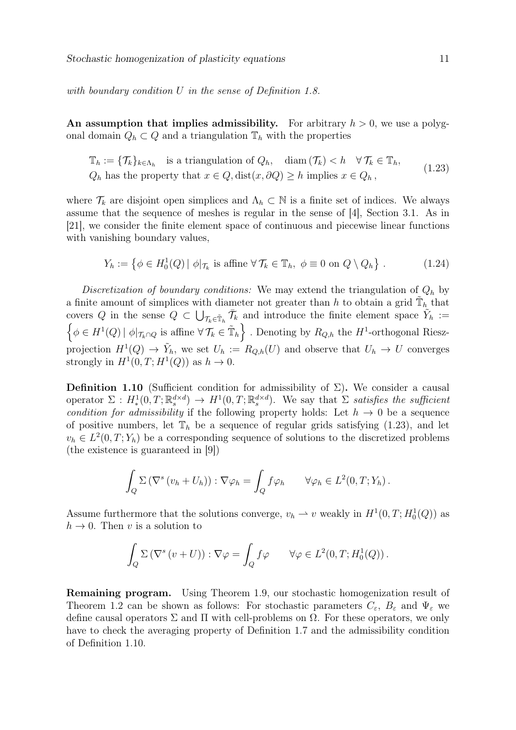*with boundary condition $U$ in the sense of Definition 1.8.*

**An assumption that implies admissibility.** For arbitrary $h > 0$, we use a polygonal domain $Q_h \subset Q$ and a triangulation $\mathbb{T}_h$ with the properties

$$
\begin{aligned}
&\mathbb{T}_h := \{\mathcal{T}_k\}_{k\in\Lambda_h} \quad \text{is a triangulation of } Q_h, \quad \operatorname{diam}(\mathcal{T}_k) < h \quad \forall\, \mathcal{T}_k \in \mathbb{T}_h, \\
&Q_h \text{ has the property that } x \in Q, \operatorname{dist}(x, \partial Q) \geq h \text{ implies } x \in Q_h\,,
\end{aligned}
\tag{1.23}
$$

where $\mathcal{T}_k$ are disjoint open simplices and $\Lambda_h \subset \mathbb{N}$ is a finite set of indices. We always assume that the sequence of meshes is regular in the sense of [4], Section 3.1. As in [21], we consider the finite element space of continuous and piecewise linear functions with vanishing boundary values,

$$
Y_h := \left\{ \phi \in H^1_0(Q) \mid \phi|_{\mathcal{T}_k} \text{ is affine } \forall\, \mathcal{T}_k \in \mathbb{T}_h,\ \phi \equiv 0 \text{ on } Q \setminus Q_h \right\}. \tag{1.24}
$$

*Discretization of boundary conditions:* We may extend the triangulation of $Q_h$ by a finite amount of simplices with diameter not greater than $h$ to obtain a grid $\tilde{\mathbb{T}}_h$ that covers $Q$ in the sense $Q \subset \bigcup_{\mathcal{T}_k \in \tilde{\mathbb{T}}_h} \bar{\mathcal{T}}_k$ and introduce the finite element space $\tilde{Y}_h := \left\{ \phi \in H^1(Q) \mid \phi|_{\mathcal{T}_k \cap Q} \text{ is affine } \forall\, \mathcal{T}_k \in \tilde{\mathbb{T}}_h \right\}$. Denoting by $R_{Q,h}$ the $H^1$-orthogonal Riesz-projection $H^1(Q) \to \tilde{Y}_h$, we set $U_h := R_{Q,h}(U)$ and observe that $U_h \to U$ converges strongly in $H^1(0,T;H^1(Q))$ as $h \to 0$.

**Definition 1.10** (Sufficient condition for admissibility of $\Sigma$)**.** We consider a causal operator $\Sigma : H^1_*(0,T;\mathbb{R}^{d\times d}_s) \to H^1(0,T;\mathbb{R}^{d\times d}_s)$. We say that $\Sigma$ *satisfies the sufficient condition for admissibility* if the following property holds: Let $h \to 0$ be a sequence of positive numbers, let $\mathbb{T}_h$ be a sequence of regular grids satisfying (1.23), and let $v_h \in L^2(0,T;Y_h)$ be a corresponding sequence of solutions to the discretized problems (the existence is guaranteed in [9])

$$
\int_Q \Sigma\left(\nabla^s\left(v_h + U_h\right)\right) : \nabla\varphi_h = \int_Q f\varphi_h \qquad \forall \varphi_h \in L^2(0,T;Y_h)\,.
$$

Assume furthermore that the solutions converge, $v_h \rightharpoonup v$ weakly in $H^1(0,T;H^1_0(Q))$ as $h \to 0$. Then $v$ is a solution to

$$
\int_Q \Sigma\left(\nabla^s\left(v + U\right)\right) : \nabla\varphi = \int_Q f\varphi \qquad \forall \varphi \in L^2(0,T;H^1_0(Q))\,.
$$

**Remaining program.** Using Theorem 1.9, our stochastic homogenization result of Theorem 1.2 can be shown as follows: For stochastic parameters $C_\varepsilon$, $B_\varepsilon$ and $\Psi_\varepsilon$ we define causal operators $\Sigma$ and $\Pi$ with cell-problems on $\Omega$. For these operators, we only have to check the averaging property of Definition 1.7 and the admissibility condition of Definition 1.10.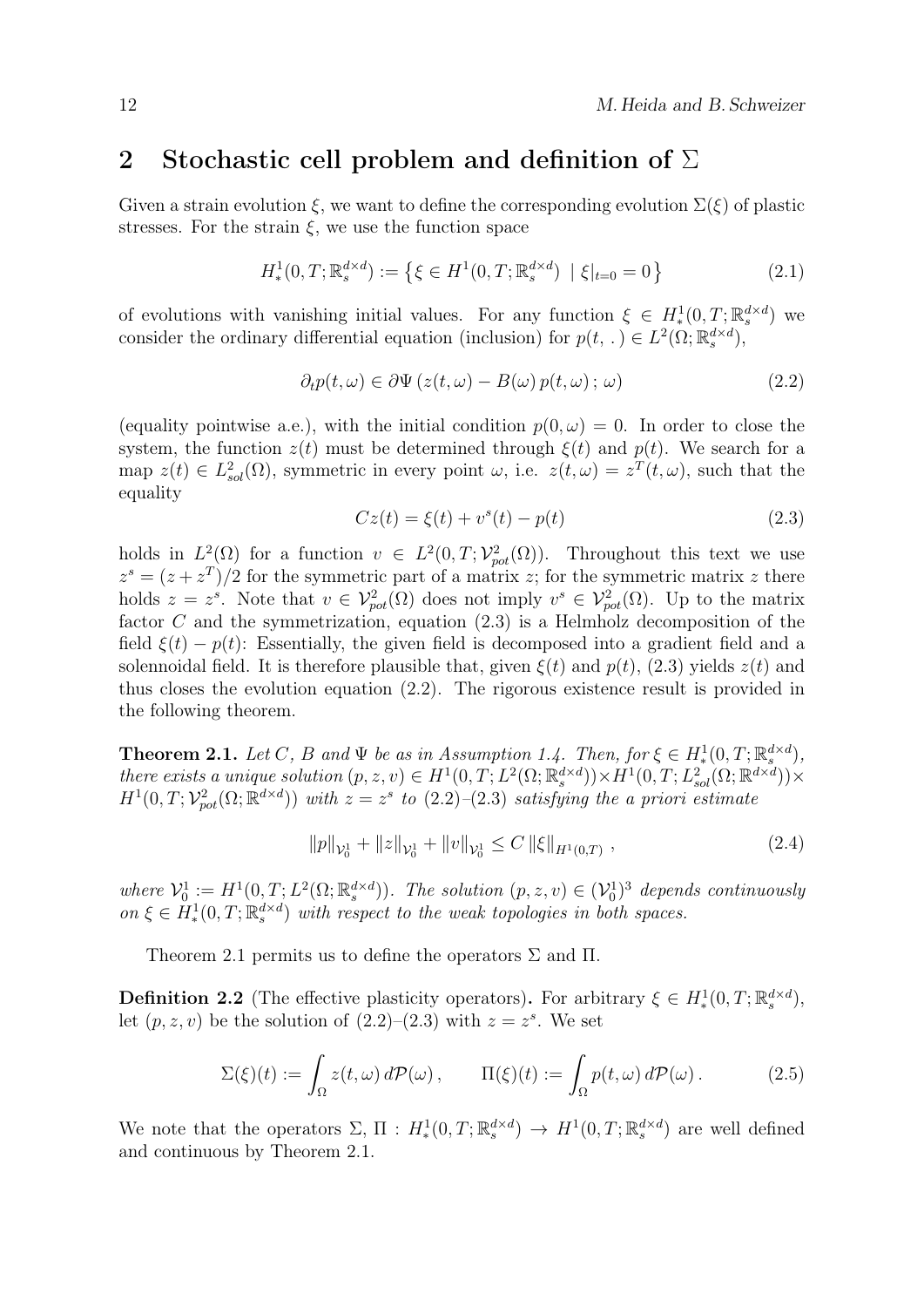## 2 Stochastic cell problem and definition of $\Sigma$

Given a strain evolution $\xi$, we want to define the corresponding evolution $\Sigma(\xi)$ of plastic stresses. For the strain $\xi$, we use the function space

$$H^1_*(0,T;\mathbb{R}^{d\times d}_s) := \left\{ \xi \in H^1(0,T;\mathbb{R}^{d\times d}_s) \ \mid \xi|_{t=0} = 0 \right\} \tag{2.1}$$

of evolutions with vanishing initial values. For any function $\xi \in H^1_*(0,T;\mathbb{R}^{d\times d}_s)$ we consider the ordinary differential equation (inclusion) for $p(t,\,.\,) \in L^2(\Omega;\mathbb{R}^{d\times d}_s)$,

$$\partial_t p(t,\omega) \in \partial\Psi\left(z(t,\omega) - B(\omega)\,p(t,\omega)\,;\,\omega\right) \tag{2.2}$$

(equality pointwise a.e.), with the initial condition $p(0,\omega) = 0$. In order to close the system, the function $z(t)$ must be determined through $\xi(t)$ and $p(t)$. We search for a map $z(t) \in L^2_{sol}(\Omega)$, symmetric in every point $\omega$, i.e. $z(t,\omega) = z^T(t,\omega)$, such that the equality

$$Cz(t) = \xi(t) + v^s(t) - p(t) \tag{2.3}$$

holds in $L^2(\Omega)$ for a function $v \in L^2(0,T;\mathcal{V}^2_{pot}(\Omega))$. Throughout this text we use $z^s = (z+z^T)/2$ for the symmetric part of a matrix $z$; for the symmetric matrix $z$ there holds $z = z^s$. Note that $v \in \mathcal{V}^2_{pot}(\Omega)$ does not imply $v^s \in \mathcal{V}^2_{pot}(\Omega)$. Up to the matrix factor $C$ and the symmetrization, equation (2.3) is a Helmholz decomposition of the field $\xi(t) - p(t)$: Essentially, the given field is decomposed into a gradient field and a solennoidal field. It is therefore plausible that, given $\xi(t)$ and $p(t)$, (2.3) yields $z(t)$ and thus closes the evolution equation (2.2). The rigorous existence result is provided in the following theorem.

**Theorem 2.1.** *Let $C$, $B$ and $\Psi$ be as in Assumption 1.4. Then, for $\xi \in H^1_*(0,T;\mathbb{R}^{d\times d}_s)$, there exists a unique solution $(p,z,v) \in H^1(0,T;L^2(\Omega;\mathbb{R}^{d\times d}_s))\times H^1(0,T;L^2_{sol}(\Omega;\mathbb{R}^{d\times d}))\times H^1(0,T;\mathcal{V}^2_{pot}(\Omega;\mathbb{R}^{d\times d}))$ with $z = z^s$ to (2.2)–(2.3) satisfying the a priori estimate*

$$\|p\|_{\mathcal{V}^1_0} + \|z\|_{\mathcal{V}^1_0} + \|v\|_{\mathcal{V}^1_0} \le C\,\|\xi\|_{H^1(0,T)}\,, \tag{2.4}$$

*where $\mathcal{V}^1_0 := H^1(0,T;L^2(\Omega;\mathbb{R}^{d\times d}_s))$. The solution $(p,z,v) \in (\mathcal{V}^1_0)^3$ depends continuously on $\xi \in H^1_*(0,T;\mathbb{R}^{d\times d}_s)$ with respect to the weak topologies in both spaces.*

Theorem 2.1 permits us to define the operators $\Sigma$ and $\Pi$.

**Definition 2.2** (The effective plasticity operators)**.** For arbitrary $\xi \in H^1_*(0,T;\mathbb{R}^{d\times d}_s)$, let $(p,z,v)$ be the solution of (2.2)–(2.3) with $z = z^s$. We set

$$\Sigma(\xi)(t) := \int_\Omega z(t,\omega)\,d\mathcal{P}(\omega)\,, \qquad \Pi(\xi)(t) := \int_\Omega p(t,\omega)\,d\mathcal{P}(\omega)\,. \tag{2.5}$$

We note that the operators $\Sigma,\,\Pi : H^1_*(0,T;\mathbb{R}^{d\times d}_s) \to H^1(0,T;\mathbb{R}^{d\times d}_s)$ are well defined and continuous by Theorem 2.1.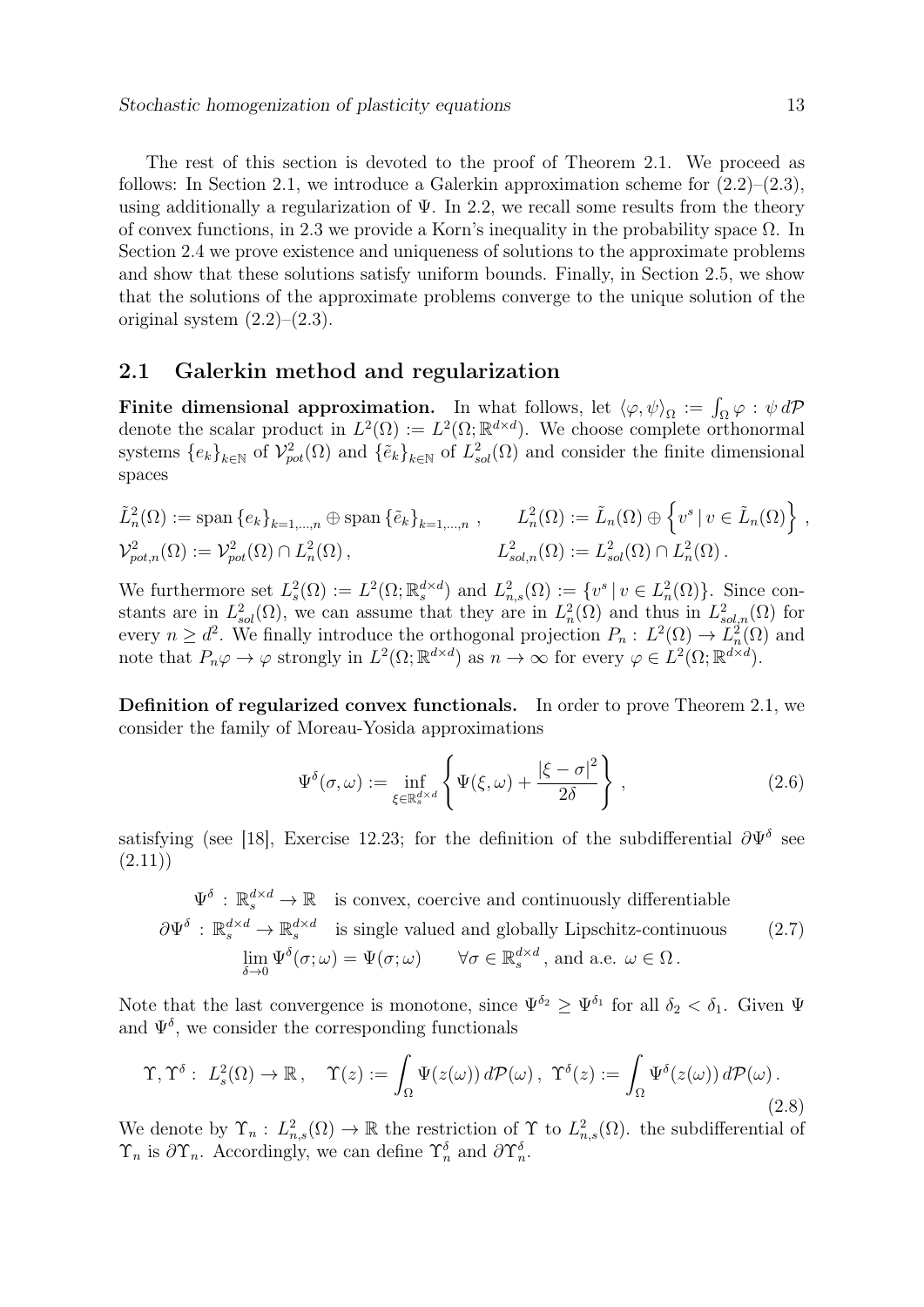The rest of this section is devoted to the proof of Theorem 2.1. We proceed as follows: In Section 2.1, we introduce a Galerkin approximation scheme for (2.2)–(2.3), using additionally a regularization of $\Psi$. In 2.2, we recall some results from the theory of convex functions, in 2.3 we provide a Korn's inequality in the probability space $\Omega$. In Section 2.4 we prove existence and uniqueness of solutions to the approximate problems and show that these solutions satisfy uniform bounds. Finally, in Section 2.5, we show that the solutions of the approximate problems converge to the unique solution of the original system (2.2)–(2.3).

## 2.1 Galerkin method and regularization

**Finite dimensional approximation.** In what follows, let $\langle \varphi, \psi \rangle_\Omega := \int_\Omega \varphi : \psi \, d\mathcal{P}$ denote the scalar product in $L^2(\Omega) := L^2(\Omega; \mathbb{R}^{d\times d})$. We choose complete orthonormal systems $\{e_k\}_{k\in\mathbb{N}}$ of $\mathcal{V}^2_{pot}(\Omega)$ and $\{\tilde{e}_k\}_{k\in\mathbb{N}}$ of $L^2_{sol}(\Omega)$ and consider the finite dimensional spaces

$$
\begin{aligned}
&\tilde{L}^2_n(\Omega) := \operatorname{span}\{e_k\}_{k=1,\dots,n} \oplus \operatorname{span}\{\tilde{e}_k\}_{k=1,\dots,n}\,, \qquad && L^2_n(\Omega) := \tilde{L}_n(\Omega) \oplus \left\{ v^s \,|\, v \in \tilde{L}_n(\Omega) \right\}, \\
&\mathcal{V}^2_{pot,n}(\Omega) := \mathcal{V}^2_{pot}(\Omega) \cap L^2_n(\Omega)\,, && L^2_{sol,n}(\Omega) := L^2_{sol}(\Omega) \cap L^2_n(\Omega)\,.
\end{aligned}
$$

We furthermore set $L^2_s(\Omega) := L^2(\Omega; \mathbb{R}^{d\times d}_s)$ and $L^2_{n,s}(\Omega) := \{v^s \,|\, v \in L^2_n(\Omega)\}$. Since constants are in $L^2_{sol}(\Omega)$, we can assume that they are in $L^2_n(\Omega)$ and thus in $L^2_{sol,n}(\Omega)$ for every $n \geq d^2$. We finally introduce the orthogonal projection $P_n : L^2(\Omega) \to L^2_n(\Omega)$ and note that $P_n\varphi \to \varphi$ strongly in $L^2(\Omega; \mathbb{R}^{d\times d})$ as $n \to \infty$ for every $\varphi \in L^2(\Omega; \mathbb{R}^{d\times d})$.

**Definition of regularized convex functionals.** In order to prove Theorem 2.1, we consider the family of Moreau-Yosida approximations

$$
\Psi^\delta(\sigma, \omega) := \inf_{\xi \in \mathbb{R}^{d\times d}_s} \left\{ \Psi(\xi, \omega) + \frac{|\xi - \sigma|^2}{2\delta} \right\}, \tag{2.6}
$$

satisfying (see [18], Exercise 12.23; for the definition of the subdifferential $\partial\Psi^\delta$ see (2.11))

$$
\begin{aligned}
\Psi^\delta : \mathbb{R}^{d\times d}_s \to \mathbb{R} \quad & \text{is convex, coercive and continuously differentiable} \\
\partial\Psi^\delta : \mathbb{R}^{d\times d}_s \to \mathbb{R}^{d\times d}_s \quad & \text{is single valued and globally Lipschitz-continuous} \\
\lim_{\delta\to 0} \Psi^\delta(\sigma; \omega) = \Psi(\sigma; \omega) \qquad & \forall \sigma \in \mathbb{R}^{d\times d}_s, \text{ and a.e. } \omega \in \Omega\,.
\end{aligned} \tag{2.7}
$$

Note that the last convergence is monotone, since $\Psi^{\delta_2} \geq \Psi^{\delta_1}$ for all $\delta_2 < \delta_1$. Given $\Psi$ and $\Psi^\delta$, we consider the corresponding functionals

$$
\Upsilon, \Upsilon^\delta : \; L^2_s(\Omega) \to \mathbb{R}\,, \quad \Upsilon(z) := \int_\Omega \Psi(z(\omega))\, d\mathcal{P}(\omega)\,, \; \Upsilon^\delta(z) := \int_\Omega \Psi^\delta(z(\omega))\, d\mathcal{P}(\omega)\,. \tag{2.8}
$$

We denote by $\Upsilon_n : L^2_{n,s}(\Omega) \to \mathbb{R}$ the restriction of $\Upsilon$ to $L^2_{n,s}(\Omega)$. the subdifferential of $\Upsilon_n$ is $\partial\Upsilon_n$. Accordingly, we can define $\Upsilon^\delta_n$ and $\partial\Upsilon^\delta_n$.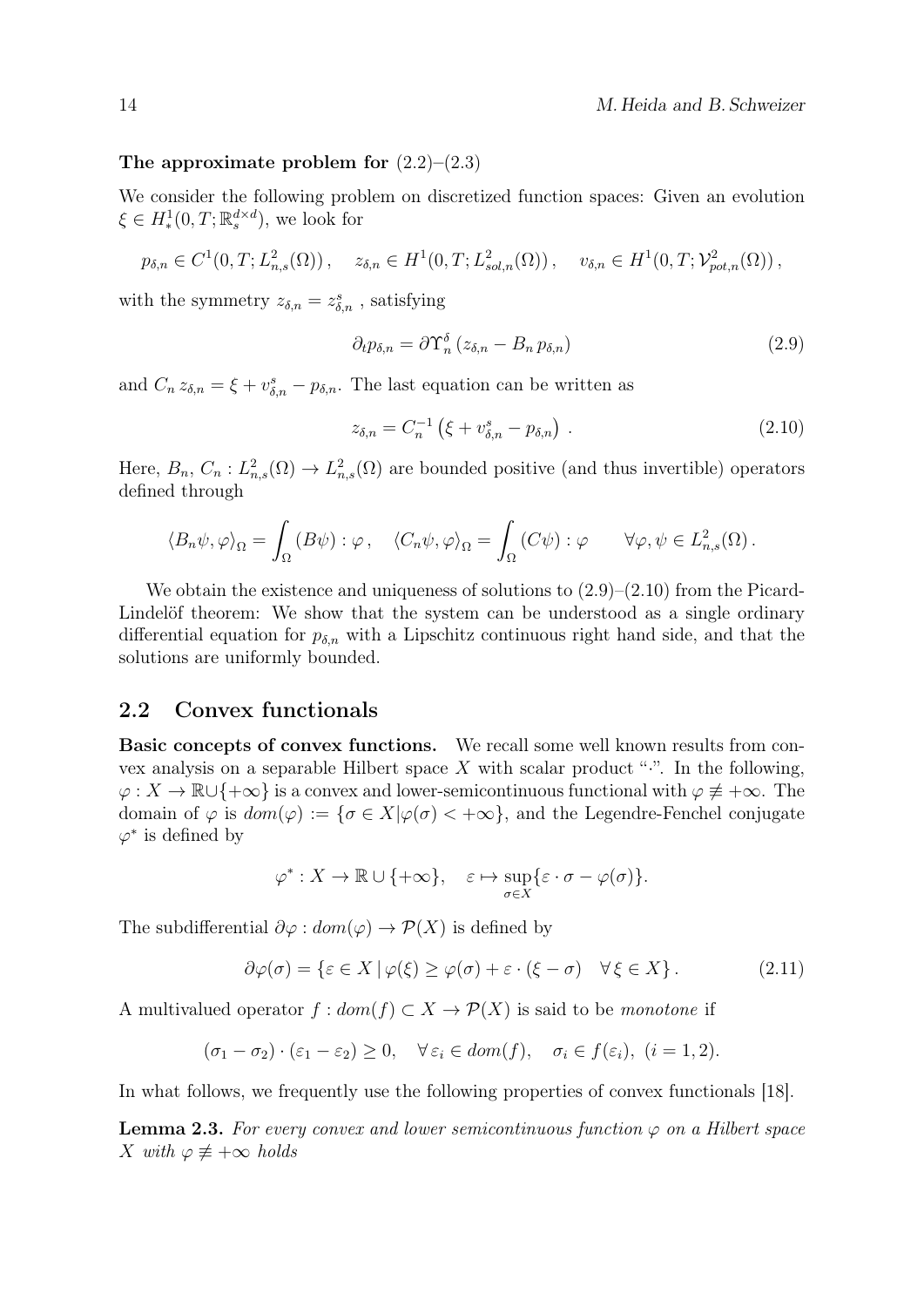**The approximate problem for (2.2)–(2.3)**

We consider the following problem on discretized function spaces: Given an evolution $\xi \in H^1_*(0,T;\mathbb{R}^{d\times d}_s)$, we look for

$$p_{\delta,n} \in C^1(0,T;L^2_{n,s}(\Omega))\,, \quad z_{\delta,n} \in H^1(0,T;L^2_{sol,n}(\Omega))\,, \quad v_{\delta,n} \in H^1(0,T;\mathcal{V}^2_{pot,n}(\Omega))\,,$$

with the symmetry $z_{\delta,n} = z^s_{\delta,n}$ , satisfying

$$\partial_t p_{\delta,n} = \partial\Upsilon^\delta_n\left(z_{\delta,n} - B_n\, p_{\delta,n}\right) \tag{2.9}$$

and $C_n\, z_{\delta,n} = \xi + v^s_{\delta,n} - p_{\delta,n}$. The last equation can be written as

$$z_{\delta,n} = C_n^{-1}\left(\xi + v^s_{\delta,n} - p_{\delta,n}\right)\,. \tag{2.10}$$

Here, $B_n$, $C_n : L^2_{n,s}(\Omega) \to L^2_{n,s}(\Omega)$ are bounded positive (and thus invertible) operators defined through

$$\langle B_n\psi,\varphi\rangle_\Omega = \int_\Omega (B\psi) : \varphi\,, \quad \langle C_n\psi,\varphi\rangle_\Omega = \int_\Omega (C\psi) : \varphi \qquad \forall \varphi,\psi \in L^2_{n,s}(\Omega)\,.$$

We obtain the existence and uniqueness of solutions to (2.9)–(2.10) from the Picard-Lindelöf theorem: We show that the system can be understood as a single ordinary differential equation for $p_{\delta,n}$ with a Lipschitz continuous right hand side, and that the solutions are uniformly bounded.

## 2.2 Convex functionals

**Basic concepts of convex functions.** We recall some well known results from convex analysis on a separable Hilbert space $X$ with scalar product "$\cdot$". In the following, $\varphi : X \to \mathbb{R}\cup\{+\infty\}$ is a convex and lower-semicontinuous functional with $\varphi \not\equiv +\infty$. The domain of $\varphi$ is $dom(\varphi) := \{\sigma \in X | \varphi(\sigma) < +\infty\}$, and the Legendre-Fenchel conjugate $\varphi^*$ is defined by

$$\varphi^* : X \to \mathbb{R}\cup\{+\infty\}, \quad \varepsilon \mapsto \sup_{\sigma\in X}\{\varepsilon\cdot\sigma - \varphi(\sigma)\}.$$

The subdifferential $\partial\varphi : dom(\varphi) \to \mathcal{P}(X)$ is defined by

$$\partial\varphi(\sigma) = \{\varepsilon \in X \,|\, \varphi(\xi) \geq \varphi(\sigma) + \varepsilon\cdot(\xi - \sigma) \quad \forall\, \xi \in X\}\,. \tag{2.11}$$

A multivalued operator $f : dom(f) \subset X \to \mathcal{P}(X)$ is said to be *monotone* if

$$(\sigma_1 - \sigma_2)\cdot(\varepsilon_1 - \varepsilon_2) \geq 0, \quad \forall\, \varepsilon_i \in dom(f), \quad \sigma_i \in f(\varepsilon_i),\ (i = 1, 2).$$

In what follows, we frequently use the following properties of convex functionals [18].

**Lemma 2.3.** *For every convex and lower semicontinuous function $\varphi$ on a Hilbert space $X$ with $\varphi \not\equiv +\infty$ holds*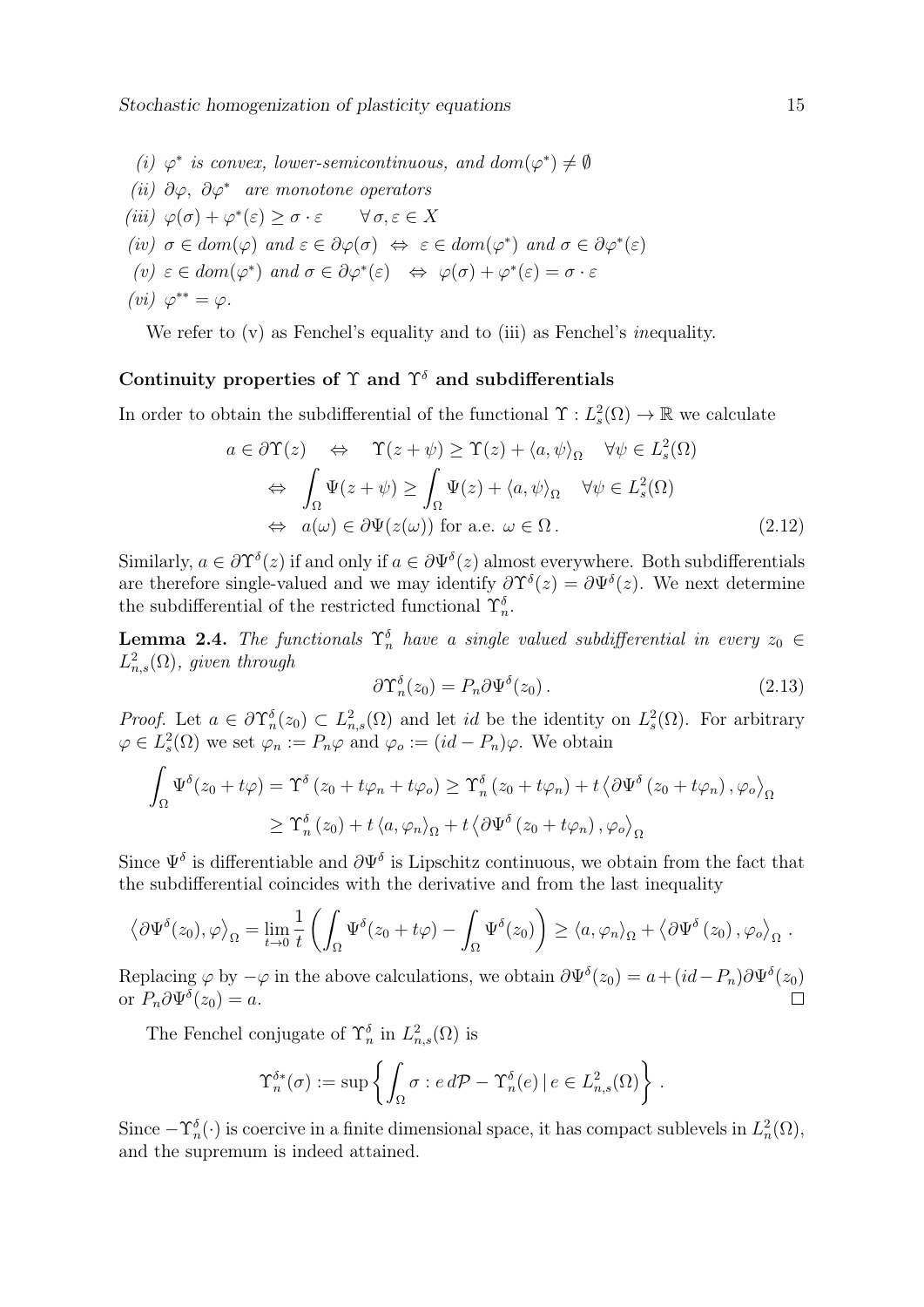*(i)* $\varphi^*$ *is convex, lower-semicontinuous, and* $dom(\varphi^*) \neq \emptyset$

*(ii)* $\partial\varphi,\ \partial\varphi^*$ *are monotone operators*

*(iii)* $\varphi(\sigma) + \varphi^*(\varepsilon) \geq \sigma \cdot \varepsilon \qquad \forall\, \sigma, \varepsilon \in X$

*(iv)* $\sigma \in dom(\varphi)$ *and* $\varepsilon \in \partial\varphi(\sigma) \;\Leftrightarrow\; \varepsilon \in dom(\varphi^*)$ *and* $\sigma \in \partial\varphi^*(\varepsilon)$

*(v)* $\varepsilon \in dom(\varphi^*)$ *and* $\sigma \in \partial\varphi^*(\varepsilon) \quad\Leftrightarrow\quad \varphi(\sigma) + \varphi^*(\varepsilon) = \sigma \cdot \varepsilon$

*(vi)* $\varphi^{**} = \varphi$.

We refer to (v) as Fenchel's equality and to (iii) as Fenchel's *in*equality.

### Continuity properties of $\Upsilon$ and $\Upsilon^\delta$ and subdifferentials

In order to obtain the subdifferential of the functional $\Upsilon : L^2_s(\Omega) \to \mathbb{R}$ we calculate

$$
\begin{aligned}
a \in \partial\Upsilon(z) \quad &\Leftrightarrow \quad \Upsilon(z+\psi) \geq \Upsilon(z) + \langle a, \psi\rangle_\Omega \quad \forall \psi \in L^2_s(\Omega) \\
&\Leftrightarrow \quad \int_\Omega \Psi(z+\psi) \geq \int_\Omega \Psi(z) + \langle a, \psi\rangle_\Omega \quad \forall \psi \in L^2_s(\Omega) \\
&\Leftrightarrow \quad a(\omega) \in \partial\Psi(z(\omega)) \text{ for a.e. } \omega \in \Omega\,. 
\end{aligned} \tag{2.12}
$$

Similarly, $a \in \partial\Upsilon^\delta(z)$ if and only if $a \in \partial\Psi^\delta(z)$ almost everywhere. Both subdifferentials are therefore single-valued and we may identify $\partial\Upsilon^\delta(z) = \partial\Psi^\delta(z)$. We next determine the subdifferential of the restricted functional $\Upsilon^\delta_n$.

**Lemma 2.4.** *The functionals* $\Upsilon^\delta_n$ *have a single valued subdifferential in every* $z_0 \in L^2_{n,s}(\Omega)$*, given through*

$$
\partial\Upsilon^\delta_n(z_0) = P_n \partial\Psi^\delta(z_0)\,. \tag{2.13}
$$

*Proof.* Let $a \in \partial\Upsilon^\delta_n(z_0) \subset L^2_{n,s}(\Omega)$ and let $id$ be the identity on $L^2_s(\Omega)$. For arbitrary $\varphi \in L^2_s(\Omega)$ we set $\varphi_n := P_n\varphi$ and $\varphi_o := (id - P_n)\varphi$. We obtain

$$
\begin{aligned}
\int_\Omega \Psi^\delta(z_0 + t\varphi) = \Upsilon^\delta\left(z_0 + t\varphi_n + t\varphi_o\right) &\geq \Upsilon^\delta_n\left(z_0 + t\varphi_n\right) + t\left\langle \partial\Psi^\delta\left(z_0 + t\varphi_n\right), \varphi_o\right\rangle_\Omega \\
&\geq \Upsilon^\delta_n\left(z_0\right) + t\left\langle a, \varphi_n\right\rangle_\Omega + t\left\langle \partial\Psi^\delta\left(z_0 + t\varphi_n\right), \varphi_o\right\rangle_\Omega
\end{aligned}
$$

Since $\Psi^\delta$ is differentiable and $\partial\Psi^\delta$ is Lipschitz continuous, we obtain from the fact that the subdifferential coincides with the derivative and from the last inequality

$$
\left\langle \partial\Psi^\delta(z_0), \varphi\right\rangle_\Omega = \lim_{t\to 0}\frac{1}{t}\left(\int_\Omega \Psi^\delta(z_0 + t\varphi) - \int_\Omega \Psi^\delta(z_0)\right) \geq \langle a, \varphi_n\rangle_\Omega + \left\langle \partial\Psi^\delta\left(z_0\right), \varphi_o\right\rangle_\Omega\,.
$$

Replacing $\varphi$ by $-\varphi$ in the above calculations, we obtain $\partial\Psi^\delta(z_0) = a + (id - P_n)\partial\Psi^\delta(z_0)$ or $P_n\partial\Psi^\delta(z_0) = a$. $\square$

The Fenchel conjugate of $\Upsilon^\delta_n$ in $L^2_{n,s}(\Omega)$ is

$$
\Upsilon^{\delta *}_n(\sigma) := \sup\left\{ \int_\Omega \sigma : e \, d\mathcal{P} - \Upsilon^\delta_n(e) \,\middle|\, e \in L^2_{n,s}(\Omega) \right\}\,.
$$

Since $-\Upsilon^\delta_n(\cdot)$ is coercive in a finite dimensional space, it has compact sublevels in $L^2_n(\Omega)$, and the supremum is indeed attained.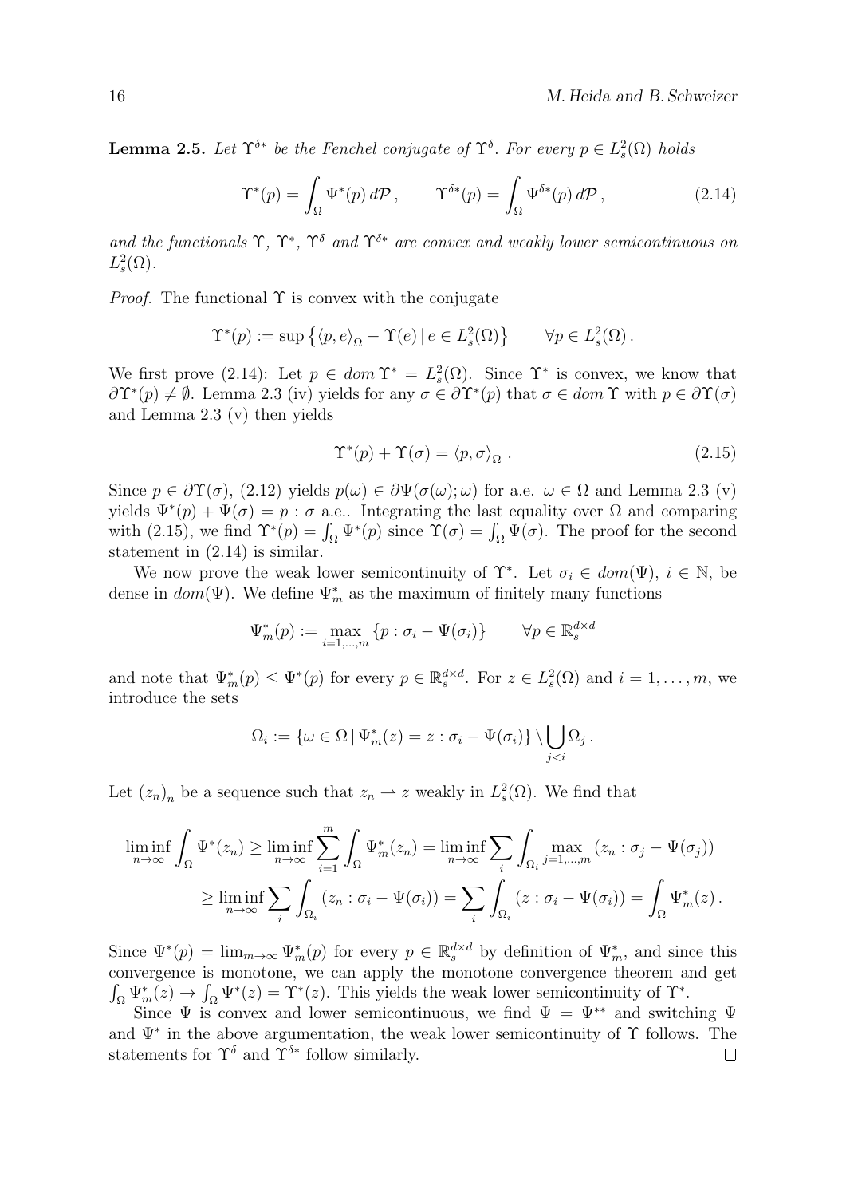**Lemma 2.5.** *Let $\Upsilon^{\delta *}$ be the Fenchel conjugate of $\Upsilon^\delta$. For every $p \in L^2_s(\Omega)$ holds*

$$\Upsilon^*(p) = \int_\Omega \Psi^*(p)\, d\mathcal{P}\,, \qquad \Upsilon^{\delta *}(p) = \int_\Omega \Psi^{\delta *}(p)\, d\mathcal{P}\,, \tag{2.14}$$

*and the functionals $\Upsilon$, $\Upsilon^*$, $\Upsilon^\delta$ and $\Upsilon^{\delta *}$ are convex and weakly lower semicontinuous on $L^2_s(\Omega)$.*

*Proof.* The functional $\Upsilon$ is convex with the conjugate

$$\Upsilon^*(p) := \sup\left\{ \langle p, e\rangle_\Omega - \Upsilon(e) \,|\, e \in L^2_s(\Omega)\right\} \qquad \forall p \in L^2_s(\Omega)\,.$$

We first prove (2.14): Let $p \in dom\, \Upsilon^* = L^2_s(\Omega)$. Since $\Upsilon^*$ is convex, we know that $\partial\Upsilon^*(p) \neq \emptyset$. Lemma 2.3 (iv) yields for any $\sigma \in \partial\Upsilon^*(p)$ that $\sigma \in dom\, \Upsilon$ with $p \in \partial\Upsilon(\sigma)$ and Lemma 2.3 (v) then yields

$$\Upsilon^*(p) + \Upsilon(\sigma) = \langle p, \sigma\rangle_\Omega\,. \tag{2.15}$$

Since $p \in \partial\Upsilon(\sigma)$, (2.12) yields $p(\omega) \in \partial\Psi(\sigma(\omega);\omega)$ for a.e. $\omega \in \Omega$ and Lemma 2.3 (v) yields $\Psi^*(p) + \Psi(\sigma) = p : \sigma$ a.e.. Integrating the last equality over $\Omega$ and comparing with (2.15), we find $\Upsilon^*(p) = \int_\Omega \Psi^*(p)$ since $\Upsilon(\sigma) = \int_\Omega \Psi(\sigma)$. The proof for the second statement in (2.14) is similar.

We now prove the weak lower semicontinuity of $\Upsilon^*$. Let $\sigma_i \in dom(\Psi)$, $i \in \mathbb{N}$, be dense in $dom(\Psi)$. We define $\Psi^*_m$ as the maximum of finitely many functions

$$\Psi^*_m(p) := \max_{i=1,\ldots,m} \{p : \sigma_i - \Psi(\sigma_i)\} \qquad \forall p \in \mathbb{R}^{d\times d}_s$$

and note that $\Psi^*_m(p) \leq \Psi^*(p)$ for every $p \in \mathbb{R}^{d\times d}_s$. For $z \in L^2_s(\Omega)$ and $i = 1, \ldots, m$, we introduce the sets

$$\Omega_i := \{\omega \in \Omega \,|\, \Psi^*_m(z) = z : \sigma_i - \Psi(\sigma_i)\} \setminus \bigcup_{j<i} \Omega_j\,.$$

Let $(z_n)_n$ be a sequence such that $z_n \rightharpoonup z$ weakly in $L^2_s(\Omega)$. We find that

$$\begin{aligned}
\liminf_{n\to\infty} \int_\Omega \Psi^*(z_n) &\geq \liminf_{n\to\infty} \sum_{i=1}^m \int_\Omega \Psi^*_m(z_n) = \liminf_{n\to\infty} \sum_i \int_{\Omega_i} \max_{j=1,\ldots,m} (z_n : \sigma_j - \Psi(\sigma_j)) \\
&\geq \liminf_{n\to\infty} \sum_i \int_{\Omega_i} (z_n : \sigma_i - \Psi(\sigma_i)) = \sum_i \int_{\Omega_i} (z : \sigma_i - \Psi(\sigma_i)) = \int_\Omega \Psi^*_m(z)\,.
\end{aligned}$$

Since $\Psi^*(p) = \lim_{m\to\infty} \Psi^*_m(p)$ for every $p \in \mathbb{R}^{d\times d}_s$ by definition of $\Psi^*_m$, and since this convergence is monotone, we can apply the monotone convergence theorem and get $\int_\Omega \Psi^*_m(z) \to \int_\Omega \Psi^*(z) = \Upsilon^*(z)$. This yields the weak lower semicontinuity of $\Upsilon^*$.

Since $\Psi$ is convex and lower semicontinuous, we find $\Psi = \Psi^{**}$ and switching $\Psi$ and $\Psi^*$ in the above argumentation, the weak lower semicontinuity of $\Upsilon$ follows. The statements for $\Upsilon^\delta$ and $\Upsilon^{\delta *}$ follow similarly. $\square$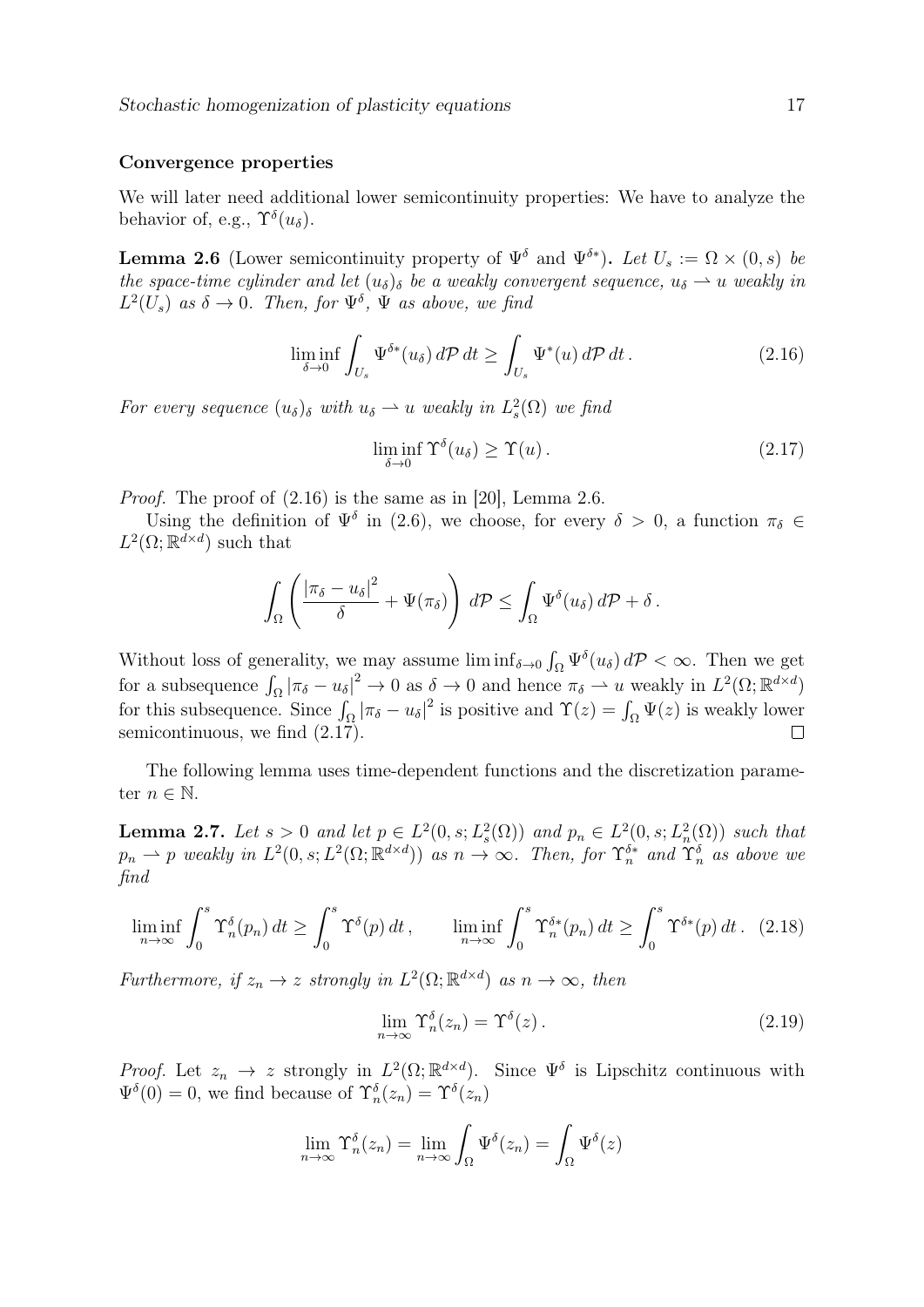#### Convergence properties

We will later need additional lower semicontinuity properties: We have to analyze the behavior of, e.g., $\Upsilon^\delta(u_\delta)$.

**Lemma 2.6** (Lower semicontinuity property of $\Psi^\delta$ and $\Psi^{\delta*}$)**.** *Let $U_s := \Omega \times (0, s)$ be the space-time cylinder and let $(u_\delta)_\delta$ be a weakly convergent sequence, $u_\delta \rightharpoonup u$ weakly in $L^2(U_s)$ as $\delta \to 0$. Then, for $\Psi^\delta$, $\Psi$ as above, we find*

$$\liminf_{\delta\to 0} \int_{U_s} \Psi^{\delta*}(u_\delta)\, d\mathcal{P}\, dt \geq \int_{U_s} \Psi^*(u)\, d\mathcal{P}\, dt\,. \tag{2.16}$$

*For every sequence $(u_\delta)_\delta$ with $u_\delta \rightharpoonup u$ weakly in $L^2_s(\Omega)$ we find*

$$\liminf_{\delta\to 0} \Upsilon^\delta(u_\delta) \geq \Upsilon(u)\,. \tag{2.17}$$

*Proof.* The proof of (2.16) is the same as in [20], Lemma 2.6.

Using the definition of $\Psi^\delta$ in (2.6), we choose, for every $\delta > 0$, a function $\pi_\delta \in L^2(\Omega; \mathbb{R}^{d\times d})$ such that

$$\int_\Omega \left( \frac{|\pi_\delta - u_\delta|^2}{\delta} + \Psi(\pi_\delta) \right)\, d\mathcal{P} \leq \int_\Omega \Psi^\delta(u_\delta)\, d\mathcal{P} + \delta\,.$$

Without loss of generality, we may assume $\liminf_{\delta\to 0} \int_\Omega \Psi^\delta(u_\delta)\, d\mathcal{P} < \infty$. Then we get for a subsequence $\int_\Omega |\pi_\delta - u_\delta|^2 \to 0$ as $\delta \to 0$ and hence $\pi_\delta \rightharpoonup u$ weakly in $L^2(\Omega; \mathbb{R}^{d\times d})$ for this subsequence. Since $\int_\Omega |\pi_\delta - u_\delta|^2$ is positive and $\Upsilon(z) = \int_\Omega \Psi(z)$ is weakly lower semicontinuous, we find (2.17). ∎

The following lemma uses time-dependent functions and the discretization parameter $n \in \mathbb{N}$.

**Lemma 2.7.** *Let $s > 0$ and let $p \in L^2(0, s; L^2_s(\Omega))$ and $p_n \in L^2(0, s; L^2_n(\Omega))$ such that $p_n \rightharpoonup p$ weakly in $L^2(0, s; L^2(\Omega; \mathbb{R}^{d\times d}))$ as $n \to \infty$. Then, for $\Upsilon^{\delta*}_n$ and $\Upsilon^\delta_n$ as above we find*

$$\liminf_{n\to\infty} \int_0^s \Upsilon^\delta_n(p_n)\, dt \geq \int_0^s \Upsilon^\delta(p)\, dt\,, \qquad \liminf_{n\to\infty} \int_0^s \Upsilon^{\delta*}_n(p_n)\, dt \geq \int_0^s \Upsilon^{\delta*}(p)\, dt\,. \tag{2.18}$$

*Furthermore, if $z_n \to z$ strongly in $L^2(\Omega; \mathbb{R}^{d\times d})$ as $n \to \infty$, then*

$$\lim_{n\to\infty} \Upsilon^\delta_n(z_n) = \Upsilon^\delta(z)\,. \tag{2.19}$$

*Proof.* Let $z_n \to z$ strongly in $L^2(\Omega; \mathbb{R}^{d\times d})$. Since $\Psi^\delta$ is Lipschitz continuous with $\Psi^\delta(0) = 0$, we find because of $\Upsilon^\delta_n(z_n) = \Upsilon^\delta(z_n)$

$$\lim_{n\to\infty} \Upsilon^\delta_n(z_n) = \lim_{n\to\infty} \int_\Omega \Psi^\delta(z_n) = \int_\Omega \Psi^\delta(z)$$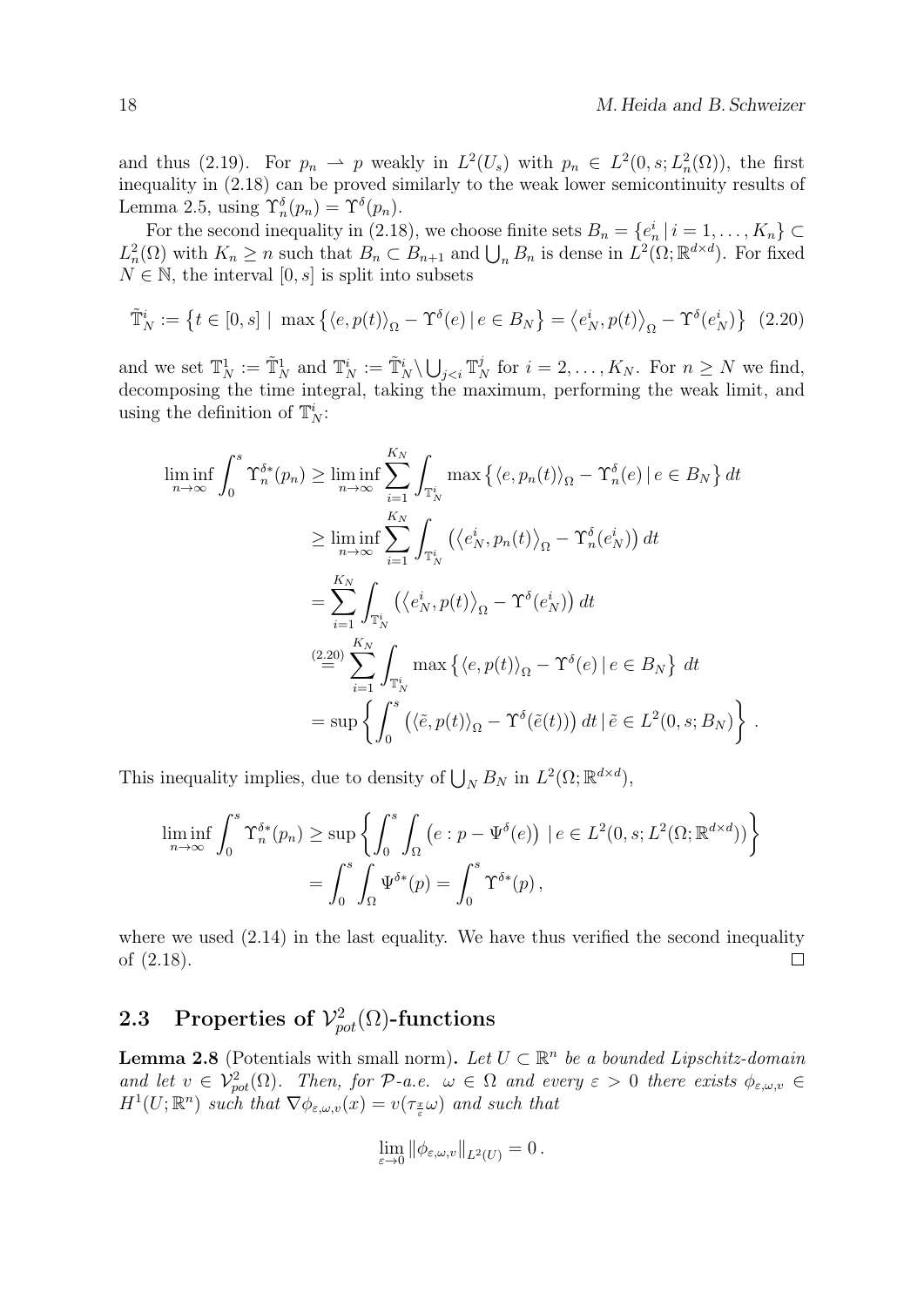and thus (2.19). For $p_n \rightharpoonup p$ weakly in $L^2(U_s)$ with $p_n \in L^2(0,s;L^2_n(\Omega))$, the first inequality in (2.18) can be proved similarly to the weak lower semicontinuity results of Lemma 2.5, using $\Upsilon^\delta_n(p_n) = \Upsilon^\delta(p_n)$.

For the second inequality in (2.18), we choose finite sets $B_n = \{e^i_n \mid i = 1,\dots,K_n\} \subset L^2_n(\Omega)$ with $K_n \geq n$ such that $B_n \subset B_{n+1}$ and $\bigcup_n B_n$ is dense in $L^2(\Omega;\mathbb{R}^{d\times d})$. For fixed $N \in \mathbb{N}$, the interval $[0,s]$ is split into subsets

$$
\tilde{\mathbb{T}}^i_N := \left\{ t \in [0,s] \;\middle|\; \max\left\{ \langle e, p(t)\rangle_\Omega - \Upsilon^\delta(e) \,\middle|\, e \in B_N \right\} = \left\langle e^i_N, p(t)\right\rangle_\Omega - \Upsilon^\delta(e^i_N) \right\} \tag{2.20}
$$

and we set $\mathbb{T}^1_N := \tilde{\mathbb{T}}^1_N$ and $\mathbb{T}^i_N := \tilde{\mathbb{T}}^i_N \setminus \bigcup_{j<i} \mathbb{T}^j_N$ for $i = 2,\dots,K_N$. For $n \geq N$ we find, decomposing the time integral, taking the maximum, performing the weak limit, and using the definition of $\mathbb{T}^i_N$:

$$
\begin{aligned}
\liminf_{n\to\infty} \int_0^s \Upsilon^{\delta*}_n(p_n) &\geq \liminf_{n\to\infty} \sum_{i=1}^{K_N} \int_{\mathbb{T}^i_N} \max\left\{ \langle e, p_n(t)\rangle_\Omega - \Upsilon^\delta_n(e) \,\middle|\, e \in B_N \right\} dt \\
&\geq \liminf_{n\to\infty} \sum_{i=1}^{K_N} \int_{\mathbb{T}^i_N} \left( \left\langle e^i_N, p_n(t)\right\rangle_\Omega - \Upsilon^\delta_n(e^i_N) \right) dt \\
&= \sum_{i=1}^{K_N} \int_{\mathbb{T}^i_N} \left( \left\langle e^i_N, p(t)\right\rangle_\Omega - \Upsilon^\delta(e^i_N) \right) dt \\
&\overset{(2.20)}{=} \sum_{i=1}^{K_N} \int_{\mathbb{T}^i_N} \max\left\{ \langle e, p(t)\rangle_\Omega - \Upsilon^\delta(e) \,\middle|\, e \in B_N \right\} \, dt \\
&= \sup\left\{ \int_0^s \left( \langle \tilde{e}, p(t)\rangle_\Omega - \Upsilon^\delta(\tilde{e}(t)) \right) dt \,\middle|\, \tilde{e} \in L^2(0,s;B_N) \right\} .
\end{aligned}
$$

This inequality implies, due to density of $\bigcup_N B_N$ in $L^2(\Omega;\mathbb{R}^{d\times d})$,

$$
\begin{aligned}
\liminf_{n\to\infty} \int_0^s \Upsilon^{\delta*}_n(p_n) &\geq \sup\left\{ \int_0^s \int_\Omega \left( e : p - \Psi^\delta(e) \right) \,\middle|\, e \in L^2(0,s;L^2(\Omega;\mathbb{R}^{d\times d})) \right\} \\
&= \int_0^s \int_\Omega \Psi^{\delta*}(p) = \int_0^s \Upsilon^{\delta*}(p) \,,
\end{aligned}
$$

where we used (2.14) in the last equality. We have thus verified the second inequality of (2.18). $\square$

## 2.3 Properties of $\mathcal{V}^2_{pot}(\Omega)$-functions

**Lemma 2.8** (Potentials with small norm)**.** *Let $U \subset \mathbb{R}^n$ be a bounded Lipschitz-domain and let $v \in \mathcal{V}^2_{pot}(\Omega)$. Then, for $\mathcal{P}$-a.e. $\omega \in \Omega$ and every $\varepsilon > 0$ there exists $\phi_{\varepsilon,\omega,v} \in H^1(U;\mathbb{R}^n)$ such that $\nabla\phi_{\varepsilon,\omega,v}(x) = v(\tau_{\frac{x}{\varepsilon}}\omega)$ and such that*

$$
\lim_{\varepsilon\to 0} \|\phi_{\varepsilon,\omega,v}\|_{L^2(U)} = 0 \,.
$$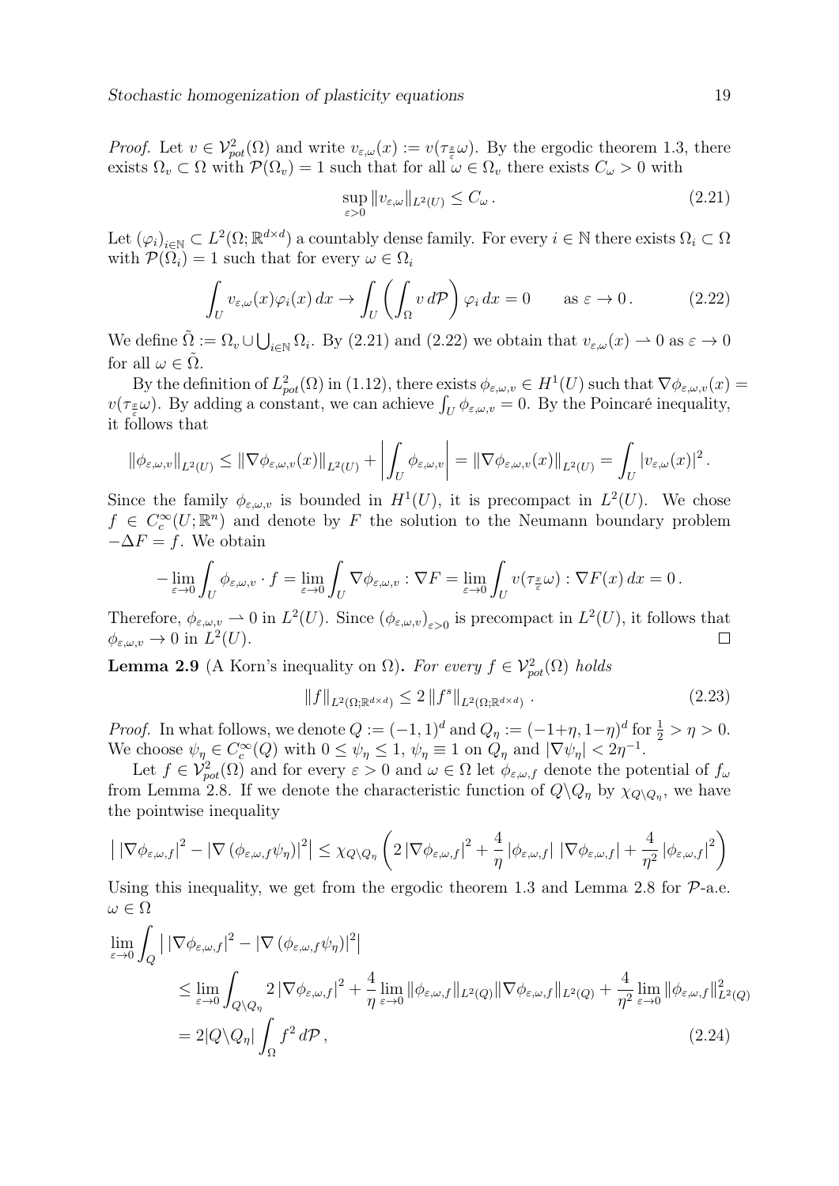*Proof.* Let $v \in \mathcal{V}^2_{pot}(\Omega)$ and write $v_{\varepsilon,\omega}(x) := v(\tau_{\frac{x}{\varepsilon}}\omega)$. By the ergodic theorem 1.3, there exists $\Omega_v \subset \Omega$ with $\mathcal{P}(\Omega_v) = 1$ such that for all $\omega \in \Omega_v$ there exists $C_\omega > 0$ with

$$\sup_{\varepsilon>0} \|v_{\varepsilon,\omega}\|_{L^2(U)} \leq C_\omega \,. \tag{2.21}$$

Let $(\varphi_i)_{i\in\mathbb{N}} \subset L^2(\Omega;\mathbb{R}^{d\times d})$ a countably dense family. For every $i \in \mathbb{N}$ there exists $\Omega_i \subset \Omega$ with $\mathcal{P}(\Omega_i) = 1$ such that for every $\omega \in \Omega_i$

$$\int_U v_{\varepsilon,\omega}(x)\varphi_i(x)\,dx \to \int_U \left(\int_\Omega v\,d\mathcal{P}\right)\varphi_i\,dx = 0 \qquad \text{as } \varepsilon \to 0\,. \tag{2.22}$$

We define $\tilde{\Omega} := \Omega_v \cup \bigcup_{i\in\mathbb{N}} \Omega_i$. By (2.21) and (2.22) we obtain that $v_{\varepsilon,\omega}(x) \rightharpoonup 0$ as $\varepsilon \to 0$ for all $\omega \in \tilde{\Omega}$.

By the definition of $L^2_{pot}(\Omega)$ in (1.12), there exists $\phi_{\varepsilon,\omega,v} \in H^1(U)$ such that $\nabla\phi_{\varepsilon,\omega,v}(x) = v(\tau_{\frac{x}{\varepsilon}}\omega)$. By adding a constant, we can achieve $\int_U \phi_{\varepsilon,\omega,v} = 0$. By the Poincaré inequality, it follows that

$$\|\phi_{\varepsilon,\omega,v}\|_{L^2(U)} \leq \|\nabla\phi_{\varepsilon,\omega,v}(x)\|_{L^2(U)} + \left|\int_U \phi_{\varepsilon,\omega,v}\right| = \|\nabla\phi_{\varepsilon,\omega,v}(x)\|_{L^2(U)} = \int_U |v_{\varepsilon,\omega}(x)|^2\,.$$

Since the family $\phi_{\varepsilon,\omega,v}$ is bounded in $H^1(U)$, it is precompact in $L^2(U)$. We chose $f \in C^\infty_c(U;\mathbb{R}^n)$ and denote by $F$ the solution to the Neumann boundary problem $-\Delta F = f$. We obtain

$$-\lim_{\varepsilon\to 0}\int_U \phi_{\varepsilon,\omega,v}\cdot f = \lim_{\varepsilon\to 0}\int_U \nabla\phi_{\varepsilon,\omega,v} : \nabla F = \lim_{\varepsilon\to 0}\int_U v(\tau_{\frac{x}{\varepsilon}}\omega) : \nabla F(x)\,dx = 0\,.$$

Therefore, $\phi_{\varepsilon,\omega,v} \rightharpoonup 0$ in $L^2(U)$. Since $(\phi_{\varepsilon,\omega,v})_{\varepsilon>0}$ is precompact in $L^2(U)$, it follows that $\phi_{\varepsilon,\omega,v} \to 0$ in $L^2(U)$. $\square$

**Lemma 2.9** (A Korn's inequality on $\Omega$)**.** *For every $f \in \mathcal{V}^2_{pot}(\Omega)$ holds*

$$\|f\|_{L^2(\Omega;\mathbb{R}^{d\times d})} \leq 2\,\|f^s\|_{L^2(\Omega;\mathbb{R}^{d\times d})}\,. \tag{2.23}$$

*Proof.* In what follows, we denote $Q := (-1,1)^d$ and $Q_\eta := (-1+\eta, 1-\eta)^d$ for $\frac{1}{2} > \eta > 0$. We choose $\psi_\eta \in C^\infty_c(Q)$ with $0 \leq \psi_\eta \leq 1$, $\psi_\eta \equiv 1$ on $Q_\eta$ and $|\nabla\psi_\eta| < 2\eta^{-1}$.

Let $f \in \mathcal{V}^2_{pot}(\Omega)$ and for every $\varepsilon > 0$ and $\omega \in \Omega$ let $\phi_{\varepsilon,\omega,f}$ denote the potential of $f_\omega$ from Lemma 2.8. If we denote the characteristic function of $Q\backslash Q_\eta$ by $\chi_{Q\backslash Q_\eta}$, we have the pointwise inequality

$$\big|\,|\nabla\phi_{\varepsilon,\omega,f}|^2 - |\nabla(\phi_{\varepsilon,\omega,f}\psi_\eta)|^2\big| \leq \chi_{Q\backslash Q_\eta}\left(2\,|\nabla\phi_{\varepsilon,\omega,f}|^2 + \frac{4}{\eta}\,|\phi_{\varepsilon,\omega,f}|\,\,|\nabla\phi_{\varepsilon,\omega,f}| + \frac{4}{\eta^2}\,|\phi_{\varepsilon,\omega,f}|^2\right)$$

Using this inequality, we get from the ergodic theorem 1.3 and Lemma 2.8 for $\mathcal{P}$-a.e. $\omega \in \Omega$

$$\begin{aligned}
\lim_{\varepsilon\to 0}\int_Q &\big|\,|\nabla\phi_{\varepsilon,\omega,f}|^2 - |\nabla(\phi_{\varepsilon,\omega,f}\psi_\eta)|^2\big| \\
&\leq \lim_{\varepsilon\to 0}\int_{Q\backslash Q_\eta} 2\,|\nabla\phi_{\varepsilon,\omega,f}|^2 + \frac{4}{\eta}\lim_{\varepsilon\to 0}\|\phi_{\varepsilon,\omega,f}\|_{L^2(Q)}\|\nabla\phi_{\varepsilon,\omega,f}\|_{L^2(Q)} + \frac{4}{\eta^2}\lim_{\varepsilon\to 0}\|\phi_{\varepsilon,\omega,f}\|^2_{L^2(Q)} \\
&= 2|Q\backslash Q_\eta|\int_\Omega f^2\,d\mathcal{P}\,,
\end{aligned} \tag{2.24}$$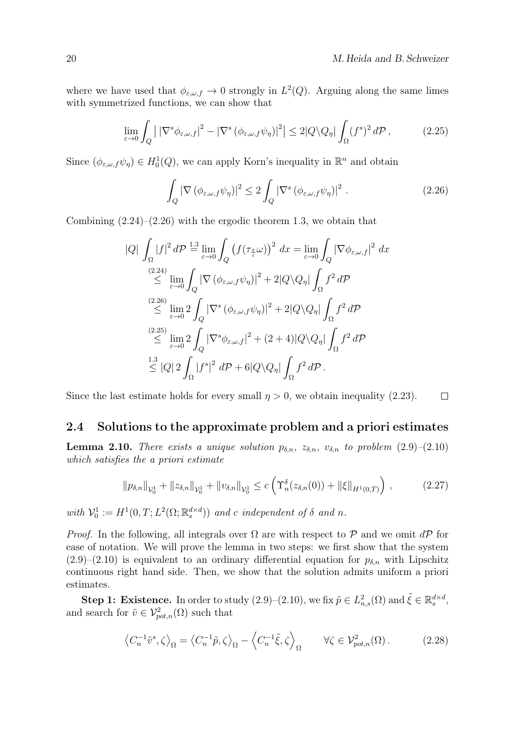where we have used that $\phi_{\varepsilon,\omega,f} \to 0$ strongly in $L^2(Q)$. Arguing along the same limes with symmetrized functions, we can show that

$$
\lim_{\varepsilon\to 0}\int_Q \left| \left|\nabla^s \phi_{\varepsilon,\omega,f}\right|^2 - \left|\nabla^s \left(\phi_{\varepsilon,\omega,f}\psi_\eta\right)\right|^2\right| \leq 2|Q\backslash Q_\eta| \int_\Omega (f^s)^2 \, d\mathcal{P}\,, \tag{2.25}
$$

Since $(\phi_{\varepsilon,\omega,f}\psi_\eta) \in H_0^1(Q)$, we can apply Korn's inequality in $\mathbb{R}^n$ and obtain

$$
\int_Q \left|\nabla \left(\phi_{\varepsilon,\omega,f}\psi_\eta\right)\right|^2 \leq 2\int_Q \left|\nabla^s \left(\phi_{\varepsilon,\omega,f}\psi_\eta\right)\right|^2 . \tag{2.26}
$$

Combining (2.24)–(2.26) with the ergodic theorem 1.3, we obtain that

$$
\begin{aligned}
|Q| \int_\Omega |f|^2 \, d\mathcal{P} &\overset{1.3}{=} \lim_{\varepsilon\to 0}\int_Q \left(f(\tau_{\frac{x}{\varepsilon}}\omega)\right)^2 \, dx = \lim_{\varepsilon\to 0}\int_Q \left|\nabla \phi_{\varepsilon,\omega,f}\right|^2 \, dx \\
&\overset{(2.24)}{\leq} \lim_{\varepsilon\to 0}\int_Q \left|\nabla \left(\phi_{\varepsilon,\omega,f}\psi_\eta\right)\right|^2 + 2|Q\backslash Q_\eta| \int_\Omega f^2 \, d\mathcal{P} \\
&\overset{(2.26)}{\leq} \lim_{\varepsilon\to 0} 2\int_Q \left|\nabla^s \left(\phi_{\varepsilon,\omega,f}\psi_\eta\right)\right|^2 + 2|Q\backslash Q_\eta| \int_\Omega f^2 \, d\mathcal{P} \\
&\overset{(2.25)}{\leq} \lim_{\varepsilon\to 0} 2\int_Q \left|\nabla^s \phi_{\varepsilon,\omega,f}\right|^2 + (2+4)|Q\backslash Q_\eta| \int_\Omega f^2 \, d\mathcal{P} \\
&\overset{1.3}{\leq} |Q|\, 2\int_\Omega \left|f^s\right|^2 \, d\mathcal{P} + 6|Q\backslash Q_\eta| \int_\Omega f^2 \, d\mathcal{P}\,.
\end{aligned}
$$

Since the last estimate holds for every small $\eta > 0$, we obtain inequality (2.23). $\square$

## 2.4 Solutions to the approximate problem and a priori estimates

**Lemma 2.10.** *There exists a unique solution $p_{\delta,n}$, $z_{\delta,n}$, $v_{\delta,n}$ to problem (2.9)–(2.10) which satisfies the a priori estimate*

$$
\|p_{\delta,n}\|_{\mathcal{V}_0^1} + \|z_{\delta,n}\|_{\mathcal{V}_0^1} + \|v_{\delta,n}\|_{\mathcal{V}_0^1} \leq c\left(\Upsilon_n^\delta(z_{\delta,n}(0)) + \|\xi\|_{H^1(0,T)}\right), \tag{2.27}
$$

*with $\mathcal{V}_0^1 := H^1(0,T;L^2(\Omega;\mathbb{R}_s^{d\times d}))$ and $c$ independent of $\delta$ and $n$.*

*Proof.* In the following, all integrals over $\Omega$ are with respect to $\mathcal{P}$ and we omit $d\mathcal{P}$ for ease of notation. We will prove the lemma in two steps: we first show that the system (2.9)–(2.10) is equivalent to an ordinary differential equation for $p_{\delta,n}$ with Lipschitz continuous right hand side. Then, we show that the solution admits uniform a priori estimates.

**Step 1: Existence.** In order to study (2.9)–(2.10), we fix $\tilde{p} \in L_{n,s}^2(\Omega)$ and $\tilde{\xi} \in \mathbb{R}_s^{d\times d}$, and search for $\tilde{v} \in \mathcal{V}_{pot,n}^2(\Omega)$ such that

$$
\left\langle C_n^{-1}\tilde{v}^s, \zeta\right\rangle_\Omega = \left\langle C_n^{-1}\tilde{p}, \zeta\right\rangle_\Omega - \left\langle C_n^{-1}\tilde{\xi}, \zeta\right\rangle_\Omega \qquad \forall \zeta \in \mathcal{V}_{pot,n}^2(\Omega)\,. \tag{2.28}
$$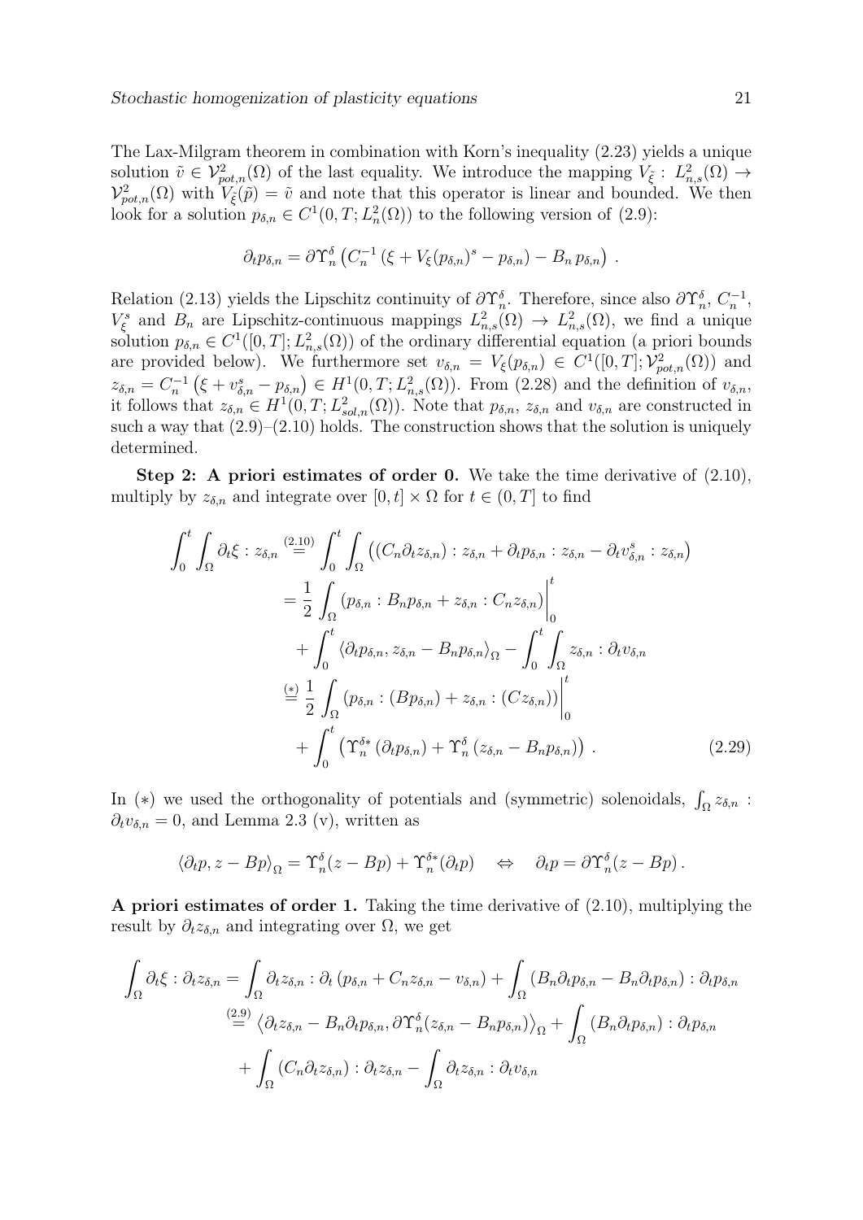The Lax-Milgram theorem in combination with Korn's inequality (2.23) yields a unique solution $\tilde v \in \mathcal{V}^2_{pot,n}(\Omega)$ of the last equality. We introduce the mapping $V_{\tilde\xi} : L^2_{n,s}(\Omega) \to \mathcal{V}^2_{pot,n}(\Omega)$ with $V_{\tilde\xi}(\tilde p) = \tilde v$ and note that this operator is linear and bounded. We then look for a solution $p_{\delta,n} \in C^1(0,T; L^2_n(\Omega))$ to the following version of (2.9):

$$\partial_t p_{\delta,n} = \partial\Upsilon^\delta_n \left(C_n^{-1}\left(\xi + V_\xi(p_{\delta,n})^s - p_{\delta,n}\right) - B_n\, p_{\delta,n}\right) .$$

Relation (2.13) yields the Lipschitz continuity of $\partial\Upsilon^\delta_n$. Therefore, since also $\partial\Upsilon^\delta_n$, $C_n^{-1}$, $V^s_\xi$ and $B_n$ are Lipschitz-continuous mappings $L^2_{n,s}(\Omega) \to L^2_{n,s}(\Omega)$, we find a unique solution $p_{\delta,n} \in C^1([0,T]; L^2_{n,s}(\Omega))$ of the ordinary differential equation (a priori bounds are provided below). We furthermore set $v_{\delta,n} = V_\xi(p_{\delta,n}) \in C^1([0,T]; \mathcal{V}^2_{pot,n}(\Omega))$ and $z_{\delta,n} = C_n^{-1}\left(\xi + v^s_{\delta,n} - p_{\delta,n}\right) \in H^1(0,T; L^2_{n,s}(\Omega))$. From (2.28) and the definition of $v_{\delta,n}$, it follows that $z_{\delta,n} \in H^1(0,T; L^2_{sol,n}(\Omega))$. Note that $p_{\delta,n}$, $z_{\delta,n}$ and $v_{\delta,n}$ are constructed in such a way that (2.9)–(2.10) holds. The construction shows that the solution is uniquely determined.

**Step 2: A priori estimates of order 0.** We take the time derivative of (2.10), multiply by $z_{\delta,n}$ and integrate over $[0,t] \times \Omega$ for $t \in (0,T]$ to find

$$\begin{aligned}
\int_0^t \int_\Omega \partial_t \xi : z_{\delta,n} &\overset{(2.10)}{=} \int_0^t \int_\Omega \left((C_n \partial_t z_{\delta,n}) : z_{\delta,n} + \partial_t p_{\delta,n} : z_{\delta,n} - \partial_t v^s_{\delta,n} : z_{\delta,n}\right) \\
&= \frac{1}{2} \int_\Omega \left(p_{\delta,n} : B_n p_{\delta,n} + z_{\delta,n} : C_n z_{\delta,n}\right)\Big|_0^t \\
&\quad + \int_0^t \left\langle \partial_t p_{\delta,n}, z_{\delta,n} - B_n p_{\delta,n}\right\rangle_\Omega - \int_0^t \int_\Omega z_{\delta,n} : \partial_t v_{\delta,n} \\
&\overset{(*)}{=} \frac{1}{2} \int_\Omega \left(p_{\delta,n} : (B p_{\delta,n}) + z_{\delta,n} : (C z_{\delta,n})\right)\Big|_0^t \\
&\quad + \int_0^t \left(\Upsilon^{\delta *}_n\left(\partial_t p_{\delta,n}\right) + \Upsilon^\delta_n\left(z_{\delta,n} - B_n p_{\delta,n}\right)\right) . \qquad (2.29)
\end{aligned}$$

In $(*)$ we used the orthogonality of potentials and (symmetric) solenoidals, $\int_\Omega z_{\delta,n} : \partial_t v_{\delta,n} = 0$, and Lemma 2.3 (v), written as

$$\langle \partial_t p, z - Bp\rangle_\Omega = \Upsilon^\delta_n(z - Bp) + \Upsilon^{\delta *}_n(\partial_t p) \quad \Leftrightarrow \quad \partial_t p = \partial\Upsilon^\delta_n(z - Bp)\,.$$

**A priori estimates of order 1.** Taking the time derivative of (2.10), multiplying the result by $\partial_t z_{\delta,n}$ and integrating over $\Omega$, we get

$$\begin{aligned}
\int_\Omega \partial_t \xi : \partial_t z_{\delta,n} &= \int_\Omega \partial_t z_{\delta,n} : \partial_t \left(p_{\delta,n} + C_n z_{\delta,n} - v_{\delta,n}\right) + \int_\Omega \left(B_n \partial_t p_{\delta,n} - B_n \partial_t p_{\delta,n}\right) : \partial_t p_{\delta,n} \\
&\overset{(2.9)}{=} \left\langle \partial_t z_{\delta,n} - B_n \partial_t p_{\delta,n}, \partial\Upsilon^\delta_n(z_{\delta,n} - B_n p_{\delta,n})\right\rangle_\Omega + \int_\Omega \left(B_n \partial_t p_{\delta,n}\right) : \partial_t p_{\delta,n} \\
&\quad + \int_\Omega \left(C_n \partial_t z_{\delta,n}\right) : \partial_t z_{\delta,n} - \int_\Omega \partial_t z_{\delta,n} : \partial_t v_{\delta,n}
\end{aligned}$$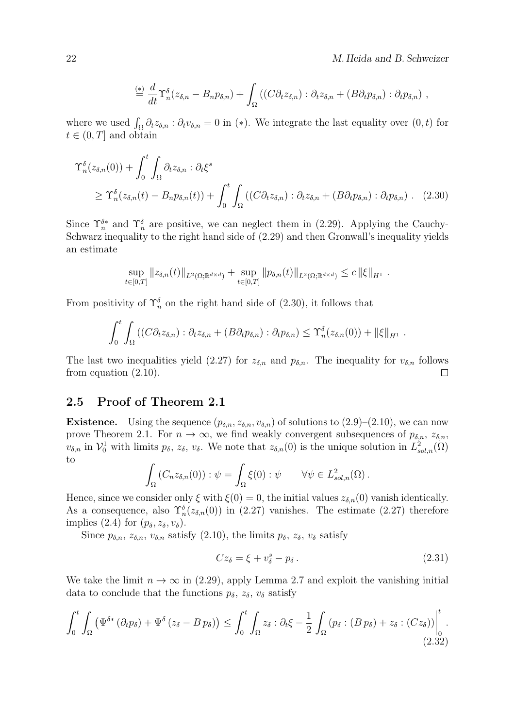$$\overset{(*)}{=} \frac{d}{dt}\Upsilon_n^\delta(z_{\delta,n} - B_n p_{\delta,n}) + \int_\Omega \left((C\partial_t z_{\delta,n}) : \partial_t z_{\delta,n} + (B\partial_t p_{\delta,n}) : \partial_t p_{\delta,n}\right) ,$$

where we used $\int_\Omega \partial_t z_{\delta,n} : \partial_t v_{\delta,n} = 0$ in $(*)$. We integrate the last equality over $(0,t)$ for $t \in (0,T]$ and obtain

$$\begin{aligned}\Upsilon_n^\delta(z_{\delta,n}(0)) &+ \int_0^t \int_\Omega \partial_t z_{\delta,n} : \partial_t \xi^s \\ &\geq \Upsilon_n^\delta(z_{\delta,n}(t) - B_n p_{\delta,n}(t)) + \int_0^t \int_\Omega \left((C\partial_t z_{\delta,n}) : \partial_t z_{\delta,n} + (B\partial_t p_{\delta,n}) : \partial_t p_{\delta,n}\right) . \quad (2.30)\end{aligned}$$

Since $\Upsilon_n^{\delta*}$ and $\Upsilon_n^\delta$ are positive, we can neglect them in (2.29). Applying the Cauchy-Schwarz inequality to the right hand side of (2.29) and then Gronwall's inequality yields an estimate

$$\sup_{t\in[0,T]} \|z_{\delta,n}(t)\|_{L^2(\Omega;\mathbb{R}^{d\times d})} + \sup_{t\in[0,T]} \|p_{\delta,n}(t)\|_{L^2(\Omega;\mathbb{R}^{d\times d})} \leq c\,\|\xi\|_{H^1} .$$

From positivity of $\Upsilon_n^\delta$ on the right hand side of (2.30), it follows that

$$\int_0^t \int_\Omega \left((C\partial_t z_{\delta,n}) : \partial_t z_{\delta,n} + (B\partial_t p_{\delta,n}) : \partial_t p_{\delta,n}\right) \leq \Upsilon_n^\delta(z_{\delta,n}(0)) + \|\xi\|_{H^1} .$$

The last two inequalities yield (2.27) for $z_{\delta,n}$ and $p_{\delta,n}$. The inequality for $v_{\delta,n}$ follows from equation (2.10). $\square$

## 2.5 Proof of Theorem 2.1

**Existence.** Using the sequence $(p_{\delta,n}, z_{\delta,n}, v_{\delta,n})$ of solutions to (2.9)–(2.10), we can now prove Theorem 2.1. For $n \to \infty$, we find weakly convergent subsequences of $p_{\delta,n}$, $z_{\delta,n}$, $v_{\delta,n}$ in $\mathcal{V}_0^1$ with limits $p_\delta$, $z_\delta$, $v_\delta$. We note that $z_{\delta,n}(0)$ is the unique solution in $L^2_{sol,n}(\Omega)$ to

$$\int_\Omega (C_n z_{\delta,n}(0)) : \psi = \int_\Omega \xi(0) : \psi \qquad \forall \psi \in L^2_{sol,n}(\Omega) .$$

Hence, since we consider only $\xi$ with $\xi(0) = 0$, the initial values $z_{\delta,n}(0)$ vanish identically. As a consequence, also $\Upsilon_n^\delta(z_{\delta,n}(0))$ in (2.27) vanishes. The estimate (2.27) therefore implies (2.4) for $(p_\delta, z_\delta, v_\delta)$.

Since $p_{\delta,n}$, $z_{\delta,n}$, $v_{\delta,n}$ satisfy (2.10), the limits $p_\delta$, $z_\delta$, $v_\delta$ satisfy

$$Cz_\delta = \xi + v_\delta^s - p_\delta . \tag{2.31}$$

We take the limit $n \to \infty$ in (2.29), apply Lemma 2.7 and exploit the vanishing initial data to conclude that the functions $p_\delta$, $z_\delta$, $v_\delta$ satisfy

$$\int_0^t \int_\Omega \left(\Psi^{\delta*}(\partial_t p_\delta) + \Psi^\delta(z_\delta - B\,p_\delta)\right) \leq \int_0^t \int_\Omega z_\delta : \partial_t \xi - \frac{1}{2}\int_\Omega \left(p_\delta : (B\,p_\delta) + z_\delta : (Cz_\delta)\right)\Big|_0^t . \tag{2.32}$$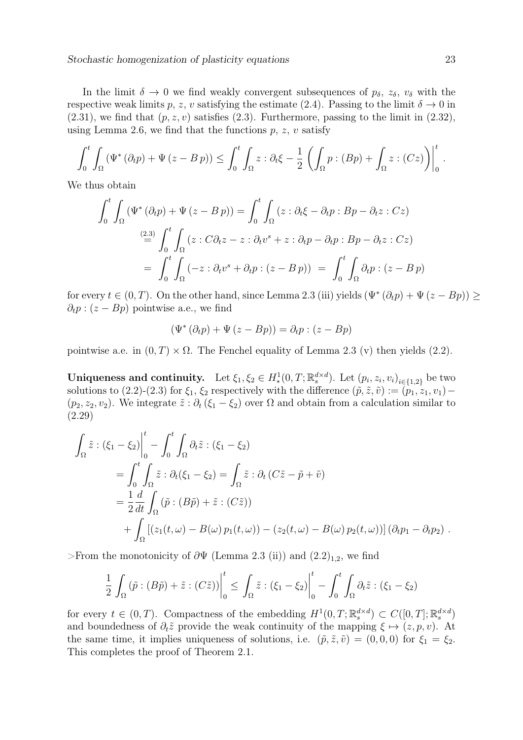In the limit $\delta \to 0$ we find weakly convergent subsequences of $p_\delta$, $z_\delta$, $v_\delta$ with the respective weak limits $p$, $z$, $v$ satisfying the estimate (2.4). Passing to the limit $\delta \to 0$ in (2.31), we find that $(p, z, v)$ satisfies (2.3). Furthermore, passing to the limit in (2.32), using Lemma 2.6, we find that the functions $p$, $z$, $v$ satisfy

$$\int_0^t \int_\Omega \left(\Psi^*\left(\partial_t p\right) + \Psi\left(z - B\,p\right)\right) \leq \int_0^t \int_\Omega z : \partial_t \xi - \frac{1}{2}\left(\int_\Omega p : (Bp) + \int_\Omega z : (Cz)\right)\Bigg|_0^t .$$

We thus obtain

$$\begin{aligned}
\int_0^t \int_\Omega \left(\Psi^*\left(\partial_t p\right) + \Psi\left(z - B\,p\right)\right) &= \int_0^t \int_\Omega \left(z : \partial_t \xi - \partial_t p : Bp - \partial_t z : Cz\right) \\
&\overset{(2.3)}{=} \int_0^t \int_\Omega \left(z : C\partial_t z - z : \partial_t v^s + z : \partial_t p - \partial_t p : Bp - \partial_t z : Cz\right) \\
&= \int_0^t \int_\Omega \left(-z : \partial_t v^s + \partial_t p : (z - B\,p)\right) \;=\; \int_0^t \int_\Omega \partial_t p : (z - B\,p)
\end{aligned}$$

for every $t \in (0, T)$. On the other hand, since Lemma 2.3 (iii) yields $(\Psi^*(\partial_t p) + \Psi(z - Bp)) \geq \partial_t p : (z - Bp)$ pointwise a.e., we find

$$\left(\Psi^*\left(\partial_t p\right) + \Psi\left(z - Bp\right)\right) = \partial_t p : (z - Bp)$$

pointwise a.e. in $(0, T) \times \Omega$. The Fenchel equality of Lemma 2.3 (v) then yields (2.2).

**Uniqueness and continuity.** Let $\xi_1, \xi_2 \in H^1_*(0, T; \mathbb{R}^{d\times d}_s)$. Let $(p_i, z_i, v_i)_{i\in\{1,2\}}$ be two solutions to (2.2)-(2.3) for $\xi_1$, $\xi_2$ respectively with the difference $(\tilde{p}, \tilde{z}, \tilde{v}) := (p_1, z_1, v_1) - (p_2, z_2, v_2)$. We integrate $\tilde{z} : \partial_t (\xi_1 - \xi_2)$ over $\Omega$ and obtain from a calculation similar to (2.29)

$$\begin{aligned}
\int_\Omega \tilde{z} : (\xi_1 - \xi_2)\Bigg|_0^t &- \int_0^t \int_\Omega \partial_t \tilde{z} : (\xi_1 - \xi_2) \\
&= \int_0^t \int_\Omega \tilde{z} : \partial_t (\xi_1 - \xi_2) = \int_\Omega \tilde{z} : \partial_t \left(C\tilde{z} - \tilde{p} + \tilde{v}\right) \\
&= \frac{1}{2}\frac{d}{dt}\int_\Omega \left(\tilde{p} : (B\tilde{p}) + \tilde{z} : (C\tilde{z})\right) \\
&\quad + \int_\Omega \left[\left(z_1(t,\omega) - B(\omega)\,p_1(t,\omega)\right) - \left(z_2(t,\omega) - B(\omega)\,p_2(t,\omega)\right)\right]\left(\partial_t p_1 - \partial_t p_2\right) .
\end{aligned}$$

>From the monotonicity of $\partial\Psi$ (Lemma 2.3 (ii)) and $(2.2)_{1,2}$, we find

$$\frac{1}{2}\int_\Omega \left(\tilde{p} : (B\tilde{p}) + \tilde{z} : (C\tilde{z})\right)\Bigg|_0^t \leq \int_\Omega \tilde{z} : (\xi_1 - \xi_2)\Bigg|_0^t - \int_0^t \int_\Omega \partial_t \tilde{z} : (\xi_1 - \xi_2)$$

for every $t \in (0, T)$. Compactness of the embedding $H^1(0, T; \mathbb{R}^{d\times d}_s) \subset C([0, T]; \mathbb{R}^{d\times d}_s)$ and boundedness of $\partial_t \tilde{z}$ provide the weak continuity of the mapping $\xi \mapsto (z, p, v)$. At the same time, it implies uniqueness of solutions, i.e. $(\tilde{p}, \tilde{z}, \tilde{v}) = (0, 0, 0)$ for $\xi_1 = \xi_2$. This completes the proof of Theorem 2.1.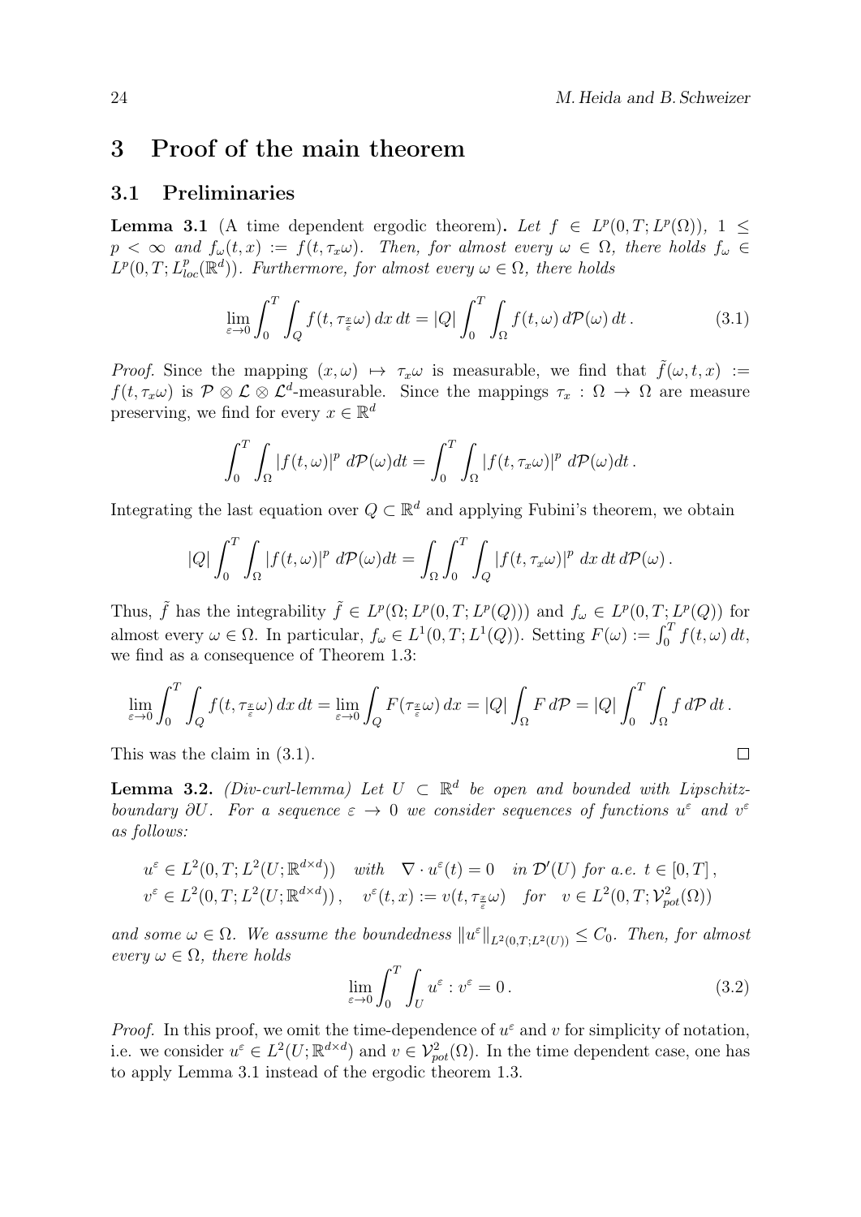# 3 Proof of the main theorem

## 3.1 Preliminaries

**Lemma 3.1** (A time dependent ergodic theorem)**.** *Let $f \in L^p(0,T;L^p(\Omega))$, $1 \le p < \infty$ and $f_\omega(t,x) := f(t,\tau_x\omega)$. Then, for almost every $\omega \in \Omega$, there holds $f_\omega \in L^p(0,T;L^p_{loc}(\mathbb{R}^d))$. Furthermore, for almost every $\omega \in \Omega$, there holds*

$$\lim_{\varepsilon\to 0}\int_0^T\int_Q f(t,\tau_{\frac{x}{\varepsilon}}\omega)\,dx\,dt = |Q|\int_0^T\int_\Omega f(t,\omega)\,d\mathcal{P}(\omega)\,dt\,. \tag{3.1}$$

*Proof.* Since the mapping $(x,\omega)\mapsto \tau_x\omega$ is measurable, we find that $\tilde f(\omega,t,x) := f(t,\tau_x\omega)$ is $\mathcal{P}\otimes\mathcal{L}\otimes\mathcal{L}^d$-measurable. Since the mappings $\tau_x : \Omega\to\Omega$ are measure preserving, we find for every $x\in\mathbb{R}^d$

$$\int_0^T\int_\Omega |f(t,\omega)|^p\,d\mathcal{P}(\omega)dt = \int_0^T\int_\Omega |f(t,\tau_x\omega)|^p\,d\mathcal{P}(\omega)dt\,.$$

Integrating the last equation over $Q\subset\mathbb{R}^d$ and applying Fubini's theorem, we obtain

$$|Q|\int_0^T\int_\Omega |f(t,\omega)|^p\,d\mathcal{P}(\omega)dt = \int_\Omega\int_0^T\int_Q |f(t,\tau_x\omega)|^p\,dx\,dt\,d\mathcal{P}(\omega)\,.$$

Thus, $\tilde f$ has the integrability $\tilde f\in L^p(\Omega;L^p(0,T;L^p(Q)))$ and $f_\omega\in L^p(0,T;L^p(Q))$ for almost every $\omega\in\Omega$. In particular, $f_\omega\in L^1(0,T;L^1(Q))$. Setting $F(\omega) := \int_0^T f(t,\omega)\,dt$, we find as a consequence of Theorem 1.3:

$$\lim_{\varepsilon\to 0}\int_0^T\int_Q f(t,\tau_{\frac{x}{\varepsilon}}\omega)\,dx\,dt = \lim_{\varepsilon\to 0}\int_Q F(\tau_{\frac{x}{\varepsilon}}\omega)\,dx = |Q|\int_\Omega F\,d\mathcal{P} = |Q|\int_0^T\int_\Omega f\,d\mathcal{P}\,dt\,.$$

This was the claim in (3.1). $\square$

**Lemma 3.2.** *(Div-curl-lemma) Let $U\subset\mathbb{R}^d$ be open and bounded with Lipschitz-boundary $\partial U$. For a sequence $\varepsilon\to 0$ we consider sequences of functions $u^\varepsilon$ and $v^\varepsilon$ as follows:*

$$\begin{aligned}
&u^\varepsilon\in L^2(0,T;L^2(U;\mathbb{R}^{d\times d})) \quad \text{with} \quad \nabla\cdot u^\varepsilon(t) = 0 \quad \text{in } \mathcal{D}'(U) \text{ for a.e. } t\in[0,T]\,,\\
&v^\varepsilon\in L^2(0,T;L^2(U;\mathbb{R}^{d\times d}))\,, \quad v^\varepsilon(t,x) := v(t,\tau_{\frac{x}{\varepsilon}}\omega) \quad \text{for} \quad v\in L^2(0,T;\mathcal{V}^2_{pot}(\Omega))
\end{aligned}$$

*and some $\omega\in\Omega$. We assume the boundedness $\|u^\varepsilon\|_{L^2(0,T;L^2(U))}\le C_0$. Then, for almost every $\omega\in\Omega$, there holds*

$$\lim_{\varepsilon\to 0}\int_0^T\int_U u^\varepsilon : v^\varepsilon = 0\,. \tag{3.2}$$

*Proof.* In this proof, we omit the time-dependence of $u^\varepsilon$ and $v$ for simplicity of notation, i.e. we consider $u^\varepsilon\in L^2(U;\mathbb{R}^{d\times d})$ and $v\in\mathcal{V}^2_{pot}(\Omega)$. In the time dependent case, one has to apply Lemma 3.1 instead of the ergodic theorem 1.3.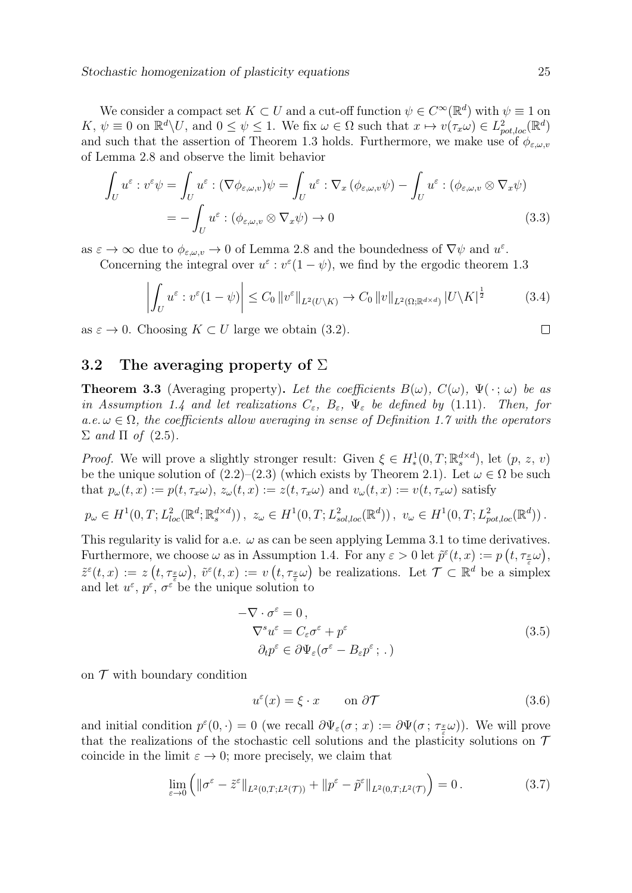We consider a compact set $K \subset U$ and a cut-off function $\psi \in C^\infty(\mathbb{R}^d)$ with $\psi \equiv 1$ on $K$, $\psi \equiv 0$ on $\mathbb{R}^d \backslash U$, and $0 \leq \psi \leq 1$. We fix $\omega \in \Omega$ such that $x \mapsto v(\tau_x \omega) \in L^2_{pot,loc}(\mathbb{R}^d)$ and such that the assertion of Theorem 1.3 holds. Furthermore, we make use of $\phi_{\varepsilon,\omega,v}$ of Lemma 2.8 and observe the limit behavior

$$
\begin{aligned}
\int_U u^\varepsilon : v^\varepsilon \psi &= \int_U u^\varepsilon : (\nabla \phi_{\varepsilon,\omega,v})\psi = \int_U u^\varepsilon : \nabla_x \left(\phi_{\varepsilon,\omega,v}\psi\right) - \int_U u^\varepsilon : \left(\phi_{\varepsilon,\omega,v} \otimes \nabla_x \psi\right) \\
&= -\int_U u^\varepsilon : \left(\phi_{\varepsilon,\omega,v} \otimes \nabla_x \psi\right) \to 0
\end{aligned}
\tag{3.3}
$$

as $\varepsilon \to \infty$ due to $\phi_{\varepsilon,\omega,v} \to 0$ of Lemma 2.8 and the boundedness of $\nabla\psi$ and $u^\varepsilon$.

Concerning the integral over $u^\varepsilon : v^\varepsilon(1-\psi)$, we find by the ergodic theorem 1.3

$$
\left| \int_U u^\varepsilon : v^\varepsilon (1-\psi) \right| \leq C_0 \left\| v^\varepsilon \right\|_{L^2(U \backslash K)} \to C_0 \left\| v \right\|_{L^2(\Omega;\mathbb{R}^{d\times d})} \left| U \backslash K \right|^{\frac{1}{2}} \tag{3.4}
$$

as $\varepsilon \to 0$. Choosing $K \subset U$ large we obtain (3.2). $\square$

## 3.2 The averaging property of $\Sigma$

**Theorem 3.3** (Averaging property)**.** *Let the coefficients $B(\omega)$, $C(\omega)$, $\Psi(\,\cdot\,;\omega)$ be as in Assumption 1.4 and let realizations $C_\varepsilon$, $B_\varepsilon$, $\Psi_\varepsilon$ be defined by (1.11). Then, for a.e. $\omega \in \Omega$, the coefficients allow averaging in sense of Definition 1.7 with the operators $\Sigma$ and $\Pi$ of (2.5).*

*Proof.* We will prove a slightly stronger result: Given $\xi \in H^1_*(0,T;\mathbb{R}^{d\times d}_s)$, let $(p,\, z,\, v)$ be the unique solution of (2.2)–(2.3) (which exists by Theorem 2.1). Let $\omega \in \Omega$ be such that $p_\omega(t,x) := p(t,\tau_x\omega)$, $z_\omega(t,x) := z(t,\tau_x\omega)$ and $v_\omega(t,x) := v(t,\tau_x\omega)$ satisfy

$$
p_\omega \in H^1(0,T;L^2_{loc}(\mathbb{R}^d;\mathbb{R}^{d\times d}_s)),\ z_\omega \in H^1(0,T;L^2_{sol,loc}(\mathbb{R}^d)),\ v_\omega \in H^1(0,T;L^2_{pot,loc}(\mathbb{R}^d)).
$$

This regularity is valid for a.e. $\omega$ as can be seen applying Lemma 3.1 to time derivatives. Furthermore, we choose $\omega$ as in Assumption 1.4. For any $\varepsilon > 0$ let $\tilde{p}^\varepsilon(t,x) := p\left(t,\tau_{\frac{x}{\varepsilon}}\omega\right)$, $\tilde{z}^\varepsilon(t,x) := z\left(t,\tau_{\frac{x}{\varepsilon}}\omega\right)$, $\tilde{v}^\varepsilon(t,x) := v\left(t,\tau_{\frac{x}{\varepsilon}}\omega\right)$ be realizations. Let $\mathcal{T} \subset \mathbb{R}^d$ be a simplex and let $u^\varepsilon$, $p^\varepsilon$, $\sigma^\varepsilon$ be the unique solution to

$$
\begin{aligned}
-\nabla \cdot \sigma^\varepsilon &= 0\,, \\
\nabla^s u^\varepsilon &= C_\varepsilon \sigma^\varepsilon + p^\varepsilon \\
\partial_t p^\varepsilon &\in \partial\Psi_\varepsilon(\sigma^\varepsilon - B_\varepsilon p^\varepsilon\,;\,.)
\end{aligned}
\tag{3.5}
$$

on $\mathcal{T}$ with boundary condition

$$
u^\varepsilon(x) = \xi \cdot x \qquad \text{on } \partial\mathcal{T} \tag{3.6}
$$

and initial condition $p^\varepsilon(0,\cdot) = 0$ (we recall $\partial\Psi_\varepsilon(\sigma\,;\,x) := \partial\Psi(\sigma\,;\,\tau_{\frac{x}{\varepsilon}}\omega)$). We will prove that the realizations of the stochastic cell solutions and the plasticity solutions on $\mathcal{T}$ coincide in the limit $\varepsilon \to 0$; more precisely, we claim that

$$
\lim_{\varepsilon\to 0}\left( \left\|\sigma^\varepsilon - \tilde{z}^\varepsilon\right\|_{L^2(0,T;L^2(\mathcal{T}))} + \left\|p^\varepsilon - \tilde{p}^\varepsilon\right\|_{L^2(0,T;L^2(\mathcal{T}))} \right) = 0\,. \tag{3.7}
$$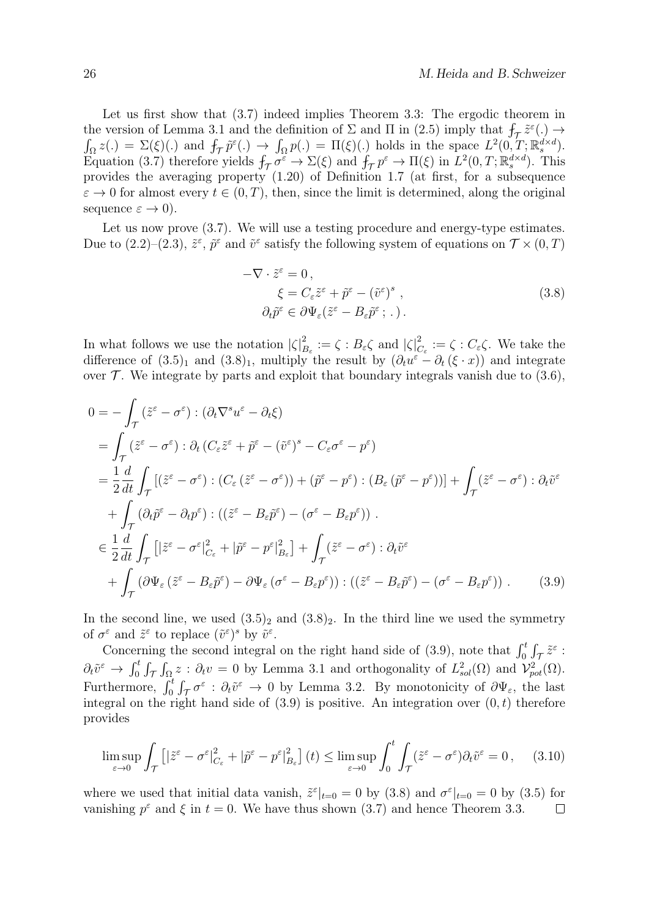Let us first show that (3.7) indeed implies Theorem 3.3: The ergodic theorem in the version of Lemma 3.1 and the definition of $\Sigma$ and $\Pi$ in (2.5) imply that $\fint_{\mathcal{T}} \tilde{z}^\varepsilon(.) \to \int_\Omega z(.) = \Sigma(\xi)(.)$ and $\fint_{\mathcal{T}} \tilde{p}^\varepsilon(.) \to \int_\Omega p(.) = \Pi(\xi)(.)$ holds in the space $L^2(0,T;\mathbb{R}^{d\times d}_s)$. Equation (3.7) therefore yields $\fint_{\mathcal{T}} \sigma^\varepsilon \to \Sigma(\xi)$ and $\fint_{\mathcal{T}} p^\varepsilon \to \Pi(\xi)$ in $L^2(0,T;\mathbb{R}^{d\times d}_s)$. This provides the averaging property (1.20) of Definition 1.7 (at first, for a subsequence $\varepsilon \to 0$ for almost every $t \in (0,T)$, then, since the limit is determined, along the original sequence $\varepsilon \to 0$).

Let us now prove (3.7). We will use a testing procedure and energy-type estimates. Due to (2.2)–(2.3), $\tilde{z}^\varepsilon$, $\tilde{p}^\varepsilon$ and $\tilde{v}^\varepsilon$ satisfy the following system of equations on $\mathcal{T}\times(0,T)$

$$
\begin{aligned}
-\nabla\cdot\tilde{z}^\varepsilon &= 0\,,\\
\xi &= C_\varepsilon\tilde{z}^\varepsilon + \tilde{p}^\varepsilon - (\tilde{v}^\varepsilon)^s\,,\\
\partial_t\tilde{p}^\varepsilon &\in \partial\Psi_\varepsilon(\tilde{z}^\varepsilon - B_\varepsilon\tilde{p}^\varepsilon\,;\,.)\,.
\end{aligned}
\tag{3.8}
$$

In what follows we use the notation $|\zeta|^2_{B_\varepsilon} := \zeta : B_\varepsilon\zeta$ and $|\zeta|^2_{C_\varepsilon} := \zeta : C_\varepsilon\zeta$. We take the difference of $(3.5)_1$ and $(3.8)_1$, multiply the result by $(\partial_t u^\varepsilon - \partial_t(\xi\cdot x))$ and integrate over $\mathcal{T}$. We integrate by parts and exploit that boundary integrals vanish due to (3.6),

$$
\begin{aligned}
0 &= -\int_{\mathcal{T}}(\tilde{z}^\varepsilon - \sigma^\varepsilon) : (\partial_t\nabla^s u^\varepsilon - \partial_t\xi)\\
&= \int_{\mathcal{T}}(\tilde{z}^\varepsilon - \sigma^\varepsilon) : \partial_t\left(C_\varepsilon\tilde{z}^\varepsilon + \tilde{p}^\varepsilon - (\tilde{v}^\varepsilon)^s - C_\varepsilon\sigma^\varepsilon - p^\varepsilon\right)\\
&= \frac{1}{2}\frac{d}{dt}\int_{\mathcal{T}}\left[(\tilde{z}^\varepsilon - \sigma^\varepsilon) : (C_\varepsilon(\tilde{z}^\varepsilon - \sigma^\varepsilon)) + (\tilde{p}^\varepsilon - p^\varepsilon) : (B_\varepsilon(\tilde{p}^\varepsilon - p^\varepsilon))\right] + \int_{\mathcal{T}}(\tilde{z}^\varepsilon - \sigma^\varepsilon) : \partial_t\tilde{v}^\varepsilon\\
&\quad + \int_{\mathcal{T}}(\partial_t\tilde{p}^\varepsilon - \partial_t p^\varepsilon) : ((\tilde{z}^\varepsilon - B_\varepsilon\tilde{p}^\varepsilon) - (\sigma^\varepsilon - B_\varepsilon p^\varepsilon))\,.\\
&\in \frac{1}{2}\frac{d}{dt}\int_{\mathcal{T}}\left[|\tilde{z}^\varepsilon - \sigma^\varepsilon|^2_{C_\varepsilon} + |\tilde{p}^\varepsilon - p^\varepsilon|^2_{B_\varepsilon}\right] + \int_{\mathcal{T}}(\tilde{z}^\varepsilon - \sigma^\varepsilon) : \partial_t\tilde{v}^\varepsilon\\
&\quad + \int_{\mathcal{T}}(\partial\Psi_\varepsilon(\tilde{z}^\varepsilon - B_\varepsilon\tilde{p}^\varepsilon) - \partial\Psi_\varepsilon(\sigma^\varepsilon - B_\varepsilon p^\varepsilon)) : ((\tilde{z}^\varepsilon - B_\varepsilon\tilde{p}^\varepsilon) - (\sigma^\varepsilon - B_\varepsilon p^\varepsilon))\,.
\end{aligned}
\tag{3.9}
$$

In the second line, we used $(3.5)_2$ and $(3.8)_2$. In the third line we used the symmetry of $\sigma^\varepsilon$ and $\tilde{z}^\varepsilon$ to replace $(\tilde{v}^\varepsilon)^s$ by $\tilde{v}^\varepsilon$.

Concerning the second integral on the right hand side of (3.9), note that $\int_0^t\int_{\mathcal{T}}\tilde{z}^\varepsilon : \partial_t\tilde{v}^\varepsilon \to \int_0^t\int_{\mathcal{T}}\int_\Omega z : \partial_t v = 0$ by Lemma 3.1 and orthogonality of $L^2_{sol}(\Omega)$ and $\mathcal{V}^2_{pot}(\Omega)$. Furthermore, $\int_0^t\int_{\mathcal{T}}\sigma^\varepsilon : \partial_t\tilde{v}^\varepsilon \to 0$ by Lemma 3.2. By monotonicity of $\partial\Psi_\varepsilon$, the last integral on the right hand side of (3.9) is positive. An integration over $(0,t)$ therefore provides

$$
\limsup_{\varepsilon\to 0}\int_{\mathcal{T}}\left[|\tilde{z}^\varepsilon - \sigma^\varepsilon|^2_{C_\varepsilon} + |\tilde{p}^\varepsilon - p^\varepsilon|^2_{B_\varepsilon}\right](t) \le \limsup_{\varepsilon\to 0}\int_0^t\int_{\mathcal{T}}(\tilde{z}^\varepsilon - \sigma^\varepsilon)\partial_t\tilde{v}^\varepsilon = 0\,,
\tag{3.10}
$$

where we used that initial data vanish, $\tilde{z}^\varepsilon|_{t=0} = 0$ by (3.8) and $\sigma^\varepsilon|_{t=0} = 0$ by (3.5) for vanishing $p^\varepsilon$ and $\xi$ in $t = 0$. We have thus shown (3.7) and hence Theorem 3.3. $\square$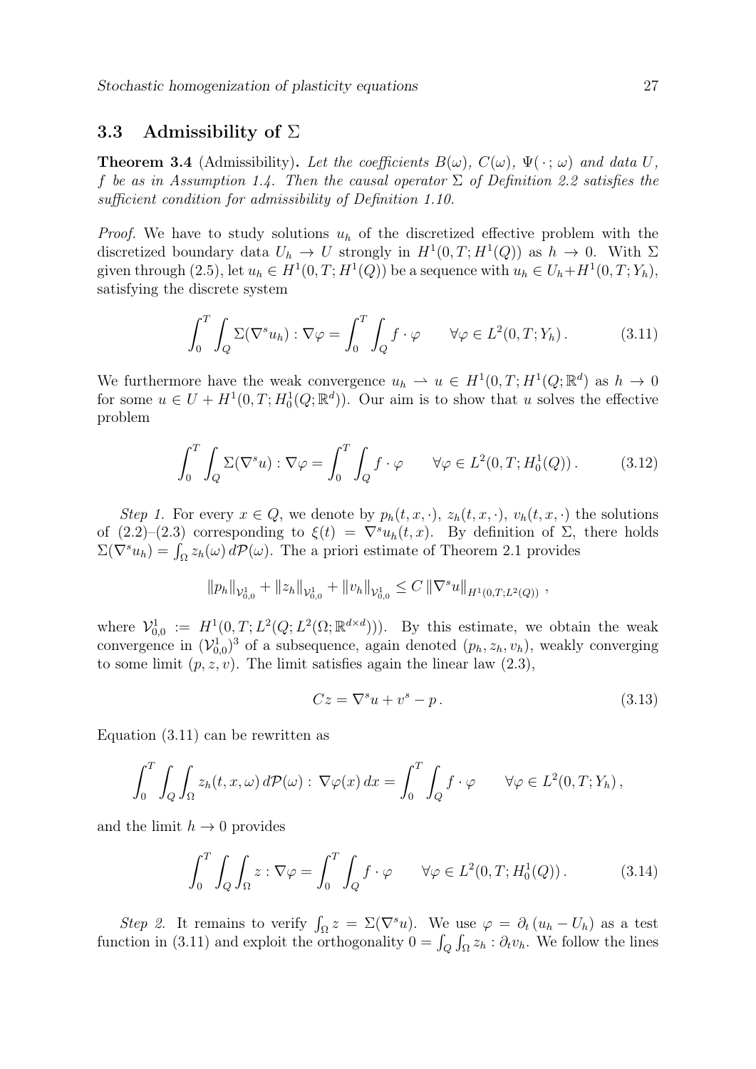### 3.3 Admissibility of $\Sigma$

**Theorem 3.4** (Admissibility)**.** *Let the coefficients $B(\omega)$, $C(\omega)$, $\Psi(\,\cdot\,;\omega)$ and data $U$, $f$ be as in Assumption 1.4. Then the causal operator $\Sigma$ of Definition 2.2 satisfies the sufficient condition for admissibility of Definition 1.10.*

*Proof.* We have to study solutions $u_h$ of the discretized effective problem with the discretized boundary data $U_h \to U$ strongly in $H^1(0,T;H^1(Q))$ as $h \to 0$. With $\Sigma$ given through (2.5), let $u_h \in H^1(0,T;H^1(Q))$ be a sequence with $u_h \in U_h + H^1(0,T;Y_h)$, satisfying the discrete system

$$\int_0^T \int_Q \Sigma(\nabla^s u_h) : \nabla\varphi = \int_0^T \int_Q f \cdot \varphi \qquad \forall \varphi \in L^2(0,T;Y_h)\,. \tag{3.11}$$

We furthermore have the weak convergence $u_h \rightharpoonup u \in H^1(0,T;H^1(Q;\mathbb{R}^d)$ as $h \to 0$ for some $u \in U + H^1(0,T;H^1_0(Q;\mathbb{R}^d))$. Our aim is to show that $u$ solves the effective problem

$$\int_0^T \int_Q \Sigma(\nabla^s u) : \nabla\varphi = \int_0^T \int_Q f \cdot \varphi \qquad \forall \varphi \in L^2(0,T;H^1_0(Q))\,. \tag{3.12}$$

*Step 1.* For every $x \in Q$, we denote by $p_h(t,x,\cdot)$, $z_h(t,x,\cdot)$, $v_h(t,x,\cdot)$ the solutions of (2.2)–(2.3) corresponding to $\xi(t) = \nabla^s u_h(t,x)$. By definition of $\Sigma$, there holds $\Sigma(\nabla^s u_h) = \int_\Omega z_h(\omega)\, d\mathcal{P}(\omega)$. The a priori estimate of Theorem 2.1 provides

$$\|p_h\|_{\mathcal{V}^1_{0,0}} + \|z_h\|_{\mathcal{V}^1_{0,0}} + \|v_h\|_{\mathcal{V}^1_{0,0}} \le C\, \|\nabla^s u\|_{H^1(0,T;L^2(Q))}\,,$$

where $\mathcal{V}^1_{0,0} := H^1(0,T;L^2(Q;L^2(\Omega;\mathbb{R}^{d\times d})))$. By this estimate, we obtain the weak convergence in $(\mathcal{V}^1_{0,0})^3$ of a subsequence, again denoted $(p_h, z_h, v_h)$, weakly converging to some limit $(p,z,v)$. The limit satisfies again the linear law (2.3),

$$Cz = \nabla^s u + v^s - p\,. \tag{3.13}$$

Equation (3.11) can be rewritten as

$$\int_0^T \int_Q \int_\Omega z_h(t,x,\omega)\, d\mathcal{P}(\omega) :\, \nabla\varphi(x)\, dx = \int_0^T \int_Q f \cdot \varphi \qquad \forall \varphi \in L^2(0,T;Y_h)\,,$$

and the limit $h \to 0$ provides

$$\int_0^T \int_Q \int_\Omega z : \nabla\varphi = \int_0^T \int_Q f \cdot \varphi \qquad \forall \varphi \in L^2(0,T;H^1_0(Q))\,. \tag{3.14}$$

*Step 2.* It remains to verify $\int_\Omega z = \Sigma(\nabla^s u)$. We use $\varphi = \partial_t\,(u_h - U_h)$ as a test function in (3.11) and exploit the orthogonality $0 = \int_Q \int_\Omega z_h : \partial_t v_h$. We follow the lines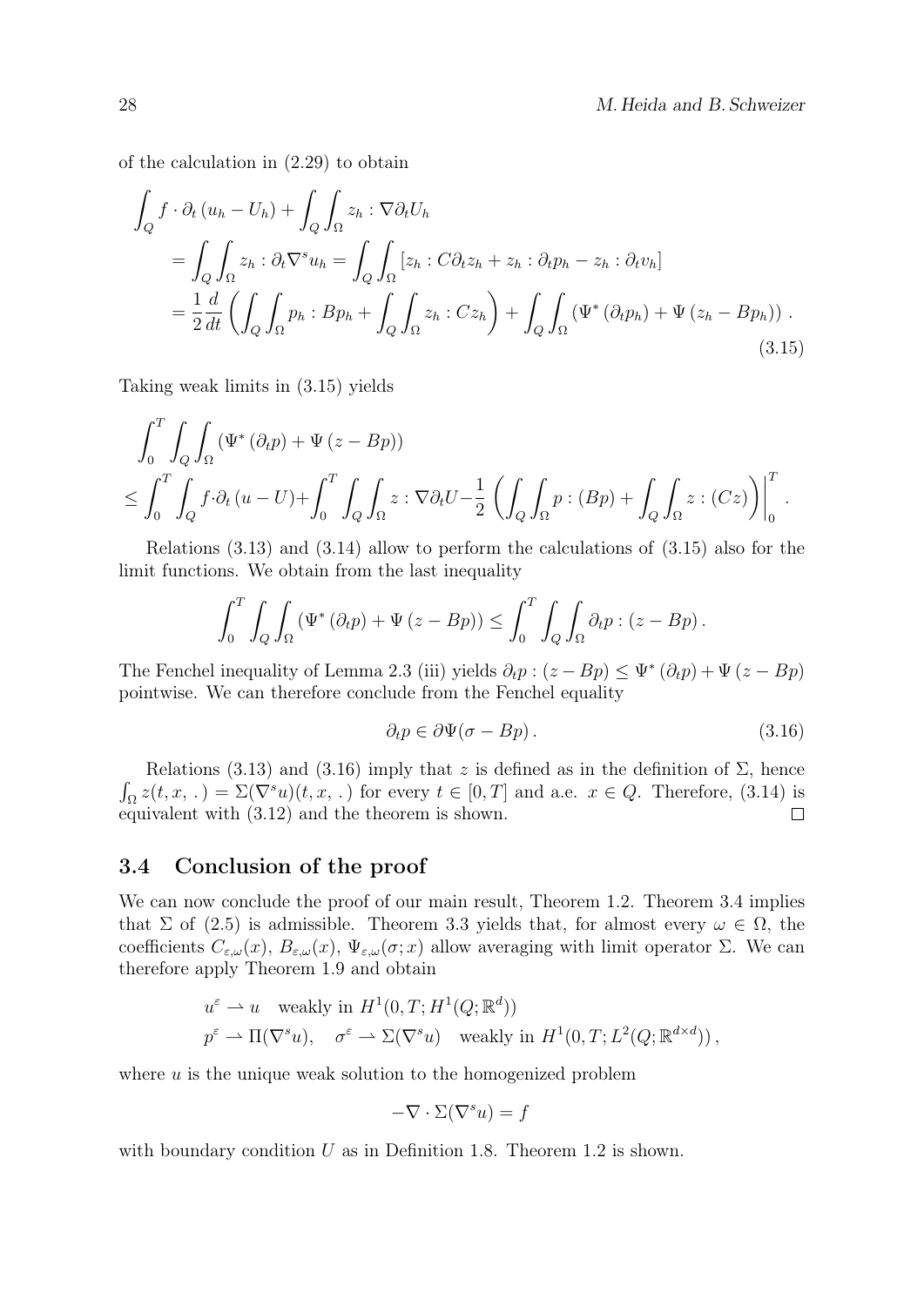of the calculation in (2.29) to obtain

$$
\begin{aligned}
\int_Q f \cdot \partial_t (u_h - U_h) &+ \int_Q \int_\Omega z_h : \nabla \partial_t U_h \\
&= \int_Q \int_\Omega z_h : \partial_t \nabla^s u_h = \int_Q \int_\Omega \left[ z_h : C \partial_t z_h + z_h : \partial_t p_h - z_h : \partial_t v_h \right] \\
&= \frac{1}{2} \frac{d}{dt} \left( \int_Q \int_\Omega p_h : B p_h + \int_Q \int_\Omega z_h : C z_h \right) + \int_Q \int_\Omega \left( \Psi^* \left( \partial_t p_h \right) + \Psi \left( z_h - B p_h \right) \right) .
\end{aligned}
\tag{3.15}
$$

Taking weak limits in (3.15) yields

$$
\begin{aligned}
&\int_0^T \int_Q \int_\Omega \left( \Psi^* \left( \partial_t p \right) + \Psi \left( z - B p \right) \right) \\
&\le \int_0^T \int_Q f \cdot \partial_t (u - U) + \int_0^T \int_Q \int_\Omega z : \nabla \partial_t U - \frac{1}{2} \left( \int_Q \int_\Omega p : (B p) + \int_Q \int_\Omega z : (C z) \right) \Bigg|_0^T .
\end{aligned}
$$

Relations (3.13) and (3.14) allow to perform the calculations of (3.15) also for the limit functions. We obtain from the last inequality

$$
\int_0^T \int_Q \int_\Omega \left( \Psi^* \left( \partial_t p \right) + \Psi \left( z - B p \right) \right) \le \int_0^T \int_Q \int_\Omega \partial_t p : (z - B p) \, .
$$

The Fenchel inequality of Lemma 2.3 (iii) yields $\partial_t p : (z - Bp) \le \Psi^* \left( \partial_t p \right) + \Psi \left( z - Bp \right)$ pointwise. We can therefore conclude from the Fenchel equality

$$
\partial_t p \in \partial \Psi (\sigma - B p) \, . \tag{3.16}
$$

Relations (3.13) and (3.16) imply that $z$ is defined as in the definition of $\Sigma$, hence $\int_\Omega z(t, x, \, . \,) = \Sigma(\nabla^s u)(t, x, \, . \,)$ for every $t \in [0, T]$ and a.e. $x \in Q$. Therefore, (3.14) is equivalent with (3.12) and the theorem is shown. $\square$

## 3.4 Conclusion of the proof

We can now conclude the proof of our main result, Theorem 1.2. Theorem 3.4 implies that $\Sigma$ of (2.5) is admissible. Theorem 3.3 yields that, for almost every $\omega \in \Omega$, the coefficients $C_{\varepsilon,\omega}(x)$, $B_{\varepsilon,\omega}(x)$, $\Psi_{\varepsilon,\omega}(\sigma; x)$ allow averaging with limit operator $\Sigma$. We can therefore apply Theorem 1.9 and obtain

$$
\begin{aligned}
&u^\varepsilon \rightharpoonup u \quad \text{weakly in } H^1(0, T; H^1(Q; \mathbb{R}^d)) \\
&p^\varepsilon \rightharpoonup \Pi(\nabla^s u), \quad \sigma^\varepsilon \rightharpoonup \Sigma(\nabla^s u) \quad \text{weakly in } H^1(0, T; L^2(Q; \mathbb{R}^{d \times d})) \, ,
\end{aligned}
$$

where $u$ is the unique weak solution to the homogenized problem

$$
-\nabla \cdot \Sigma(\nabla^s u) = f
$$

with boundary condition $U$ as in Definition 1.8. Theorem 1.2 is shown.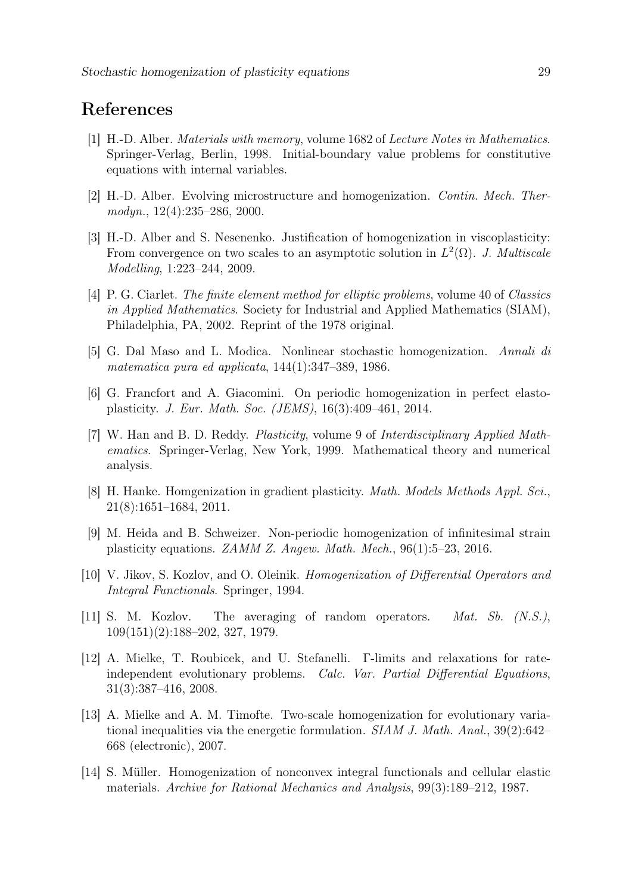# References

[1] H.-D. Alber. *Materials with memory*, volume 1682 of *Lecture Notes in Mathematics*. Springer-Verlag, Berlin, 1998. Initial-boundary value problems for constitutive equations with internal variables.

[2] H.-D. Alber. Evolving microstructure and homogenization. *Contin. Mech. Thermodyn.*, 12(4):235–286, 2000.

[3] H.-D. Alber and S. Nesenenko. Justification of homogenization in viscoplasticity: From convergence on two scales to an asymptotic solution in $L^2(\Omega)$. *J. Multiscale Modelling*, 1:223–244, 2009.

[4] P. G. Ciarlet. *The finite element method for elliptic problems*, volume 40 of *Classics in Applied Mathematics*. Society for Industrial and Applied Mathematics (SIAM), Philadelphia, PA, 2002. Reprint of the 1978 original.

[5] G. Dal Maso and L. Modica. Nonlinear stochastic homogenization. *Annali di matematica pura ed applicata*, 144(1):347–389, 1986.

[6] G. Francfort and A. Giacomini. On periodic homogenization in perfect elasto-plasticity. *J. Eur. Math. Soc. (JEMS)*, 16(3):409–461, 2014.

[7] W. Han and B. D. Reddy. *Plasticity*, volume 9 of *Interdisciplinary Applied Mathematics*. Springer-Verlag, New York, 1999. Mathematical theory and numerical analysis.

[8] H. Hanke. Homgenization in gradient plasticity. *Math. Models Methods Appl. Sci.*, 21(8):1651–1684, 2011.

[9] M. Heida and B. Schweizer. Non-periodic homogenization of infinitesimal strain plasticity equations. *ZAMM Z. Angew. Math. Mech.*, 96(1):5–23, 2016.

[10] V. Jikov, S. Kozlov, and O. Oleinik. *Homogenization of Differential Operators and Integral Functionals*. Springer, 1994.

[11] S. M. Kozlov. The averaging of random operators. *Mat. Sb. (N.S.)*, 109(151)(2):188–202, 327, 1979.

[12] A. Mielke, T. Roubicek, and U. Stefanelli. Γ-limits and relaxations for rate-independent evolutionary problems. *Calc. Var. Partial Differential Equations*, 31(3):387–416, 2008.

[13] A. Mielke and A. M. Timofte. Two-scale homogenization for evolutionary variational inequalities via the energetic formulation. *SIAM J. Math. Anal.*, 39(2):642–668 (electronic), 2007.

[14] S. Müller. Homogenization of nonconvex integral functionals and cellular elastic materials. *Archive for Rational Mechanics and Analysis*, 99(3):189–212, 1987.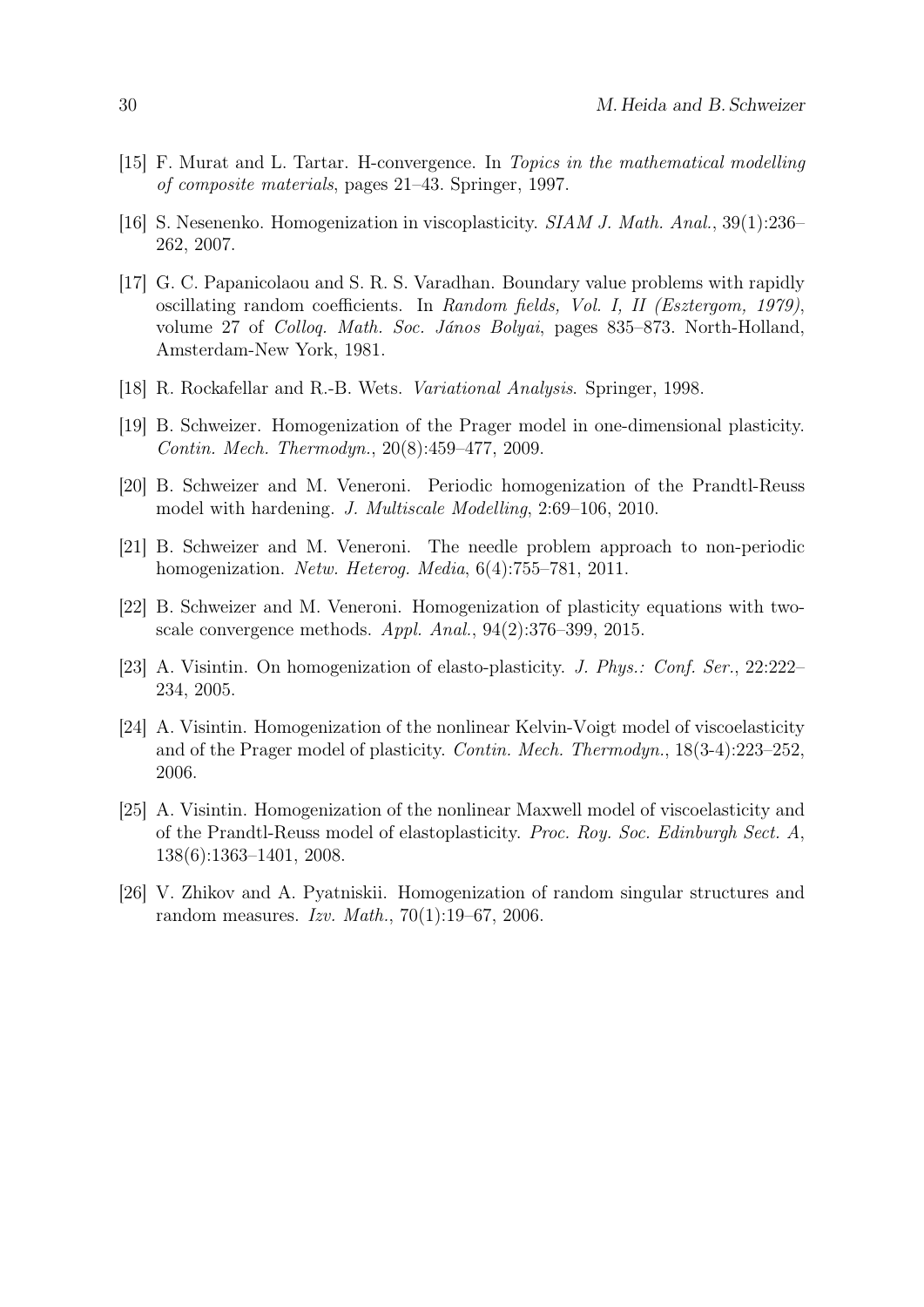[15] F. Murat and L. Tartar. H-convergence. In *Topics in the mathematical modelling of composite materials*, pages 21–43. Springer, 1997.

[16] S. Nesenenko. Homogenization in viscoplasticity. *SIAM J. Math. Anal.*, 39(1):236–262, 2007.

[17] G. C. Papanicolaou and S. R. S. Varadhan. Boundary value problems with rapidly oscillating random coefficients. In *Random fields, Vol. I, II (Esztergom, 1979)*, volume 27 of *Colloq. Math. Soc. János Bolyai*, pages 835–873. North-Holland, Amsterdam-New York, 1981.

[18] R. Rockafellar and R.-B. Wets. *Variational Analysis*. Springer, 1998.

[19] B. Schweizer. Homogenization of the Prager model in one-dimensional plasticity. *Contin. Mech. Thermodyn.*, 20(8):459–477, 2009.

[20] B. Schweizer and M. Veneroni. Periodic homogenization of the Prandtl-Reuss model with hardening. *J. Multiscale Modelling*, 2:69–106, 2010.

[21] B. Schweizer and M. Veneroni. The needle problem approach to non-periodic homogenization. *Netw. Heterog. Media*, 6(4):755–781, 2011.

[22] B. Schweizer and M. Veneroni. Homogenization of plasticity equations with two-scale convergence methods. *Appl. Anal.*, 94(2):376–399, 2015.

[23] A. Visintin. On homogenization of elasto-plasticity. *J. Phys.: Conf. Ser.*, 22:222–234, 2005.

[24] A. Visintin. Homogenization of the nonlinear Kelvin-Voigt model of viscoelasticity and of the Prager model of plasticity. *Contin. Mech. Thermodyn.*, 18(3-4):223–252, 2006.

[25] A. Visintin. Homogenization of the nonlinear Maxwell model of viscoelasticity and of the Prandtl-Reuss model of elastoplasticity. *Proc. Roy. Soc. Edinburgh Sect. A*, 138(6):1363–1401, 2008.

[26] V. Zhikov and A. Pyatniskii. Homogenization of random singular structures and random measures. *Izv. Math.*, 70(1):19–67, 2006.